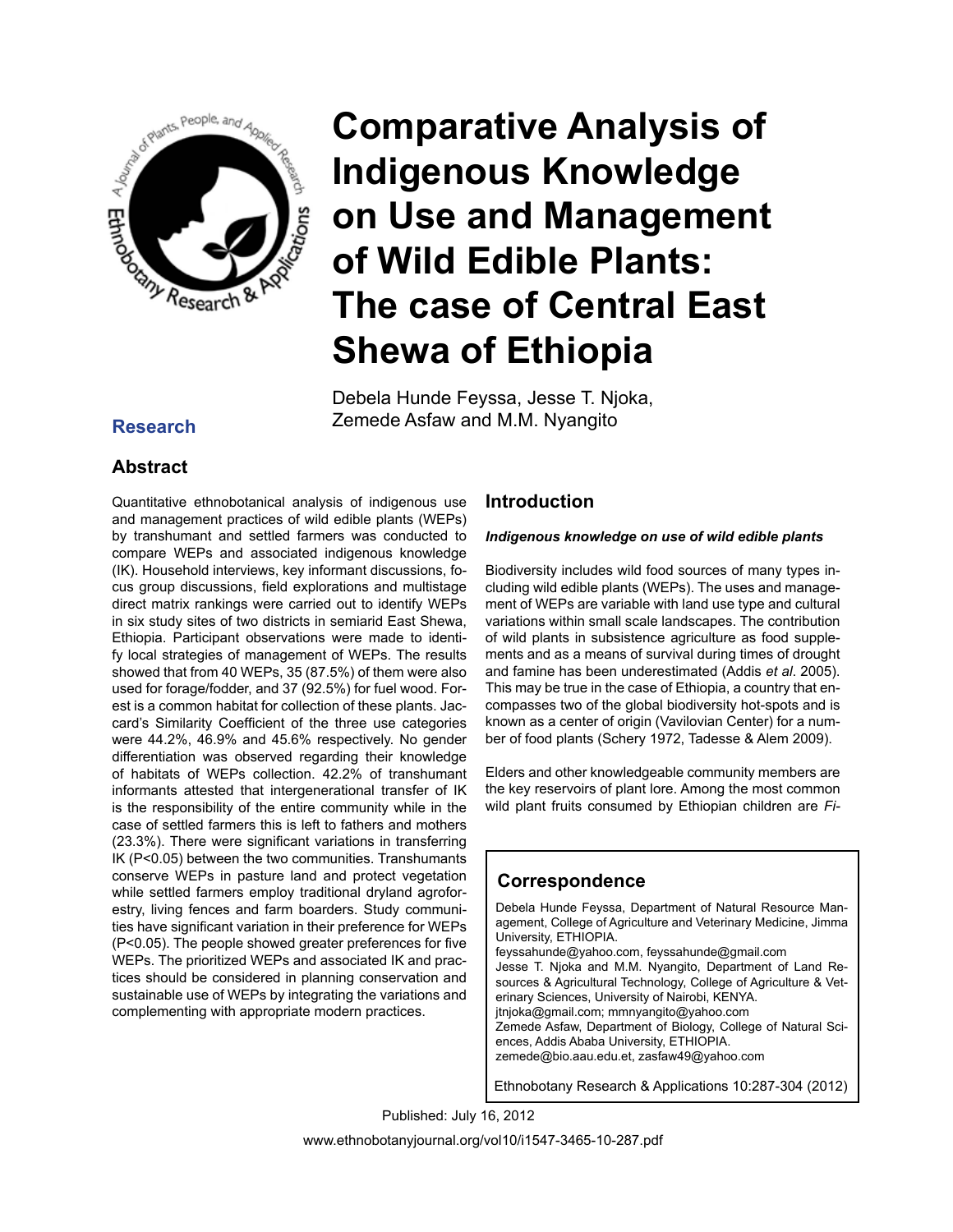# Comparative Analysis of Indigenous Knowledge on Use and Management of Wild Edible Plants: The case of Central East Shewa of Ethiopia

Debela Hunde Feyssa, Jesse T. Njoka, Zemede Asfaw and M.M. Nyangito

## Research

## Abstract

Quantitative ethnobotanical analysis of indigenous use and management practices of wild edible plants (WEPs) by transhumant and settled farmers was conducted to compare WEPs and associated indigenous knowledge (IK). Household interviews, key informant discussions, focus group discussions, field explorations and multistage direct matrix rankings were carried out to identify WEPs in six study sites of two districts in semiarid East Shewa, Ethiopia. Participant observations were made to identify local strategies of management of WEPs. The results showed that from 40 WEPs, 35 (87.5%) of them were also used for forage/fodder, and 37 (92.5%) for fuel wood. Forest is a common habitat for collection of these plants. Jaccard's Similarity Coefficient of the three use categories were 44.2%, 46.9% and 45.6% respectively. No gender differentiation was observed regarding their knowledge of habitats of WEPs collection. 42.2% of transhumant informants attested that intergenerational transfer of IK is the responsibility of the entire community while in the case of settled farmers this is left to fathers and mothers (23.3%). There were significant variations in transferring IK ($P<0.05$) between the two communities. Transhumants conserve WEPs in pasture land and protect vegetation while settled farmers employ traditional dryland agroforestry, living fences and farm boarders. Study communities have significant variation in their preference for WEPs ($P<0.05$). The people showed greater preferences for five WEPs. The prioritized WEPs and associated IK and practices should be considered in planning conservation and sustainable use of WEPs by integrating the variations and complementing with appropriate modern practices.

## Introduction

### *Indigenous knowledge on use of wild edible plants*

Biodiversity includes wild food sources of many types including wild edible plants (WEPs). The uses and management of WEPs are variable with land use type and cultural variations within small scale landscapes. The contribution of wild plants in subsistence agriculture as food supplements and as a means of survival during times of drought and famine has been underestimated (Addis *et al*. 2005). This may be true in the case of Ethiopia, a country that encompasses two of the global biodiversity hot-spots and is known as a center of origin (Vavilovian Center) for a number of food plants (Schery 1972, Tadesse & Alem 2009).

Elders and other knowledgeable community members are the key reservoirs of plant lore. Among the most common wild plant fruits consumed by Ethiopian children are *Fi-*

## Correspondence

Debela Hunde Feyssa, Department of Natural Resource Management, College of Agriculture and Veterinary Medicine, Jimma University, ETHIOPIA.
feyssahunde@yahoo.com, feyssahunde@gmail.com
Jesse T. Njoka and M.M. Nyangito, Department of Land Resources & Agricultural Technology, College of Agriculture & Veterinary Sciences, University of Nairobi, KENYA.
jtnjoka@gmail.com; mmnyangito@yahoo.com
Zemede Asfaw, Department of Biology, College of Natural Sciences, Addis Ababa University, ETHIOPIA.
zemede@bio.aau.edu.et, zasfaw49@yahoo.com

Ethnobotany Research & Applications 10:287-304 (2012)

Published: July 16, 2012

www.ethnobotanyjournal.org/vol10/i1547-3465-10-287.pdf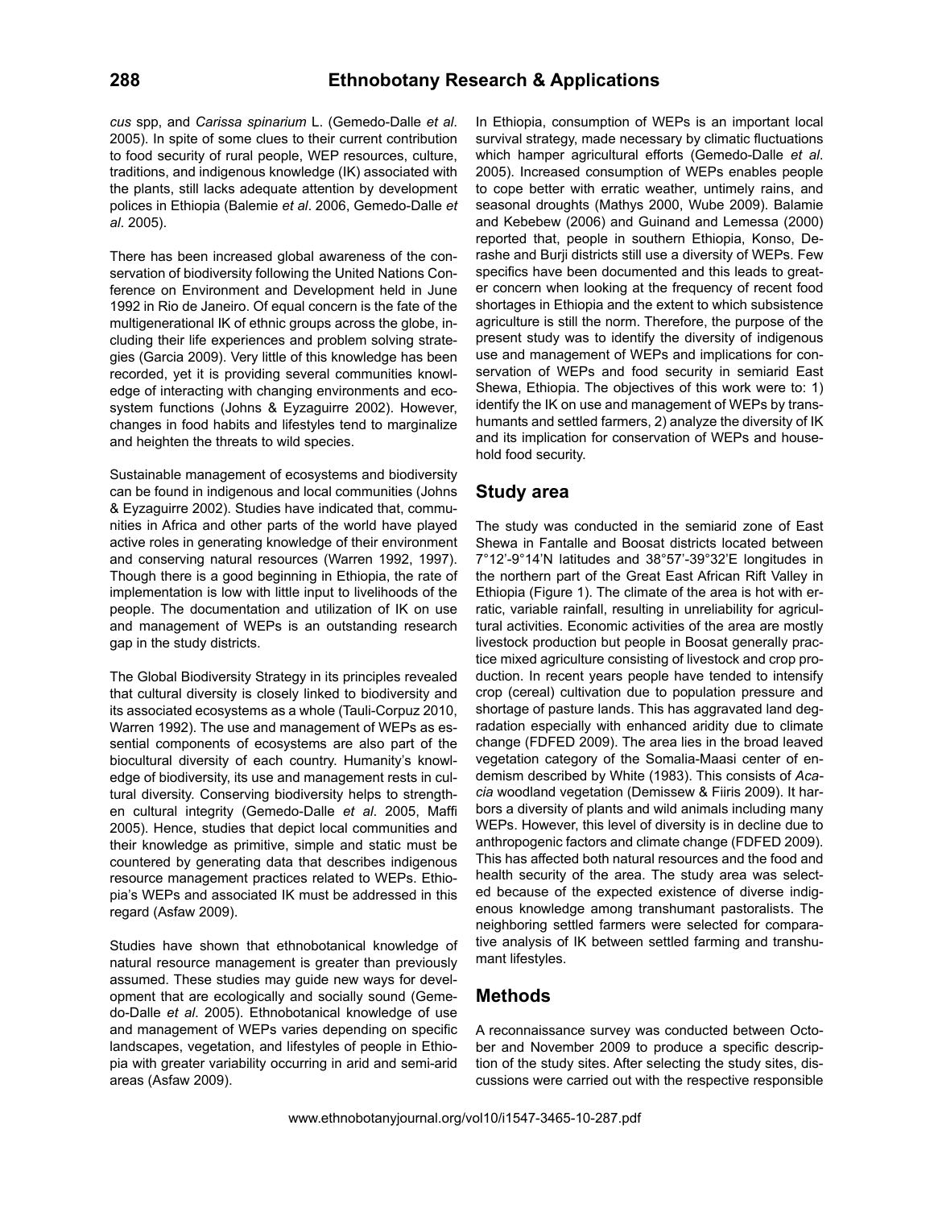*cus* spp, and *Carissa spinarium* L. (Gemedo-Dalle *et al*. 2005). In spite of some clues to their current contribution to food security of rural people, WEP resources, culture, traditions, and indigenous knowledge (IK) associated with the plants, still lacks adequate attention by development polices in Ethiopia (Balemie *et al*. 2006, Gemedo-Dalle *et al*. 2005).

There has been increased global awareness of the conservation of biodiversity following the United Nations Conference on Environment and Development held in June 1992 in Rio de Janeiro. Of equal concern is the fate of the multigenerational IK of ethnic groups across the globe, including their life experiences and problem solving strategies (Garcia 2009). Very little of this knowledge has been recorded, yet it is providing several communities knowledge of interacting with changing environments and ecosystem functions (Johns & Eyzaguirre 2002). However, changes in food habits and lifestyles tend to marginalize and heighten the threats to wild species.

Sustainable management of ecosystems and biodiversity can be found in indigenous and local communities (Johns & Eyzaguirre 2002). Studies have indicated that, communities in Africa and other parts of the world have played active roles in generating knowledge of their environment and conserving natural resources (Warren 1992, 1997). Though there is a good beginning in Ethiopia, the rate of implementation is low with little input to livelihoods of the people. The documentation and utilization of IK on use and management of WEPs is an outstanding research gap in the study districts.

The Global Biodiversity Strategy in its principles revealed that cultural diversity is closely linked to biodiversity and its associated ecosystems as a whole (Tauli-Corpuz 2010, Warren 1992). The use and management of WEPs as essential components of ecosystems are also part of the biocultural diversity of each country. Humanity's knowledge of biodiversity, its use and management rests in cultural diversity. Conserving biodiversity helps to strengthen cultural integrity (Gemedo-Dalle *et al*. 2005, Maffi 2005). Hence, studies that depict local communities and their knowledge as primitive, simple and static must be countered by generating data that describes indigenous resource management practices related to WEPs. Ethiopia's WEPs and associated IK must be addressed in this regard (Asfaw 2009).

Studies have shown that ethnobotanical knowledge of natural resource management is greater than previously assumed. These studies may guide new ways for development that are ecologically and socially sound (Gemedo-Dalle *et al*. 2005). Ethnobotanical knowledge of use and management of WEPs varies depending on specific landscapes, vegetation, and lifestyles of people in Ethiopia with greater variability occurring in arid and semi-arid areas (Asfaw 2009).

In Ethiopia, consumption of WEPs is an important local survival strategy, made necessary by climatic fluctuations which hamper agricultural efforts (Gemedo-Dalle *et al*. 2005). Increased consumption of WEPs enables people to cope better with erratic weather, untimely rains, and seasonal droughts (Mathys 2000, Wube 2009). Balamie and Kebebew (2006) and Guinand and Lemessa (2000) reported that, people in southern Ethiopia, Konso, Derashe and Burji districts still use a diversity of WEPs. Few specifics have been documented and this leads to greater concern when looking at the frequency of recent food shortages in Ethiopia and the extent to which subsistence agriculture is still the norm. Therefore, the purpose of the present study was to identify the diversity of indigenous use and management of WEPs and implications for conservation of WEPs and food security in semiarid East Shewa, Ethiopia. The objectives of this work were to: 1) identify the IK on use and management of WEPs by transhumants and settled farmers, 2) analyze the diversity of IK and its implication for conservation of WEPs and household food security.

## Study area

The study was conducted in the semiarid zone of East Shewa in Fantalle and Boosat districts located between 7°12'-9°14'N latitudes and 38°57'-39°32'E longitudes in the northern part of the Great East African Rift Valley in Ethiopia (Figure 1). The climate of the area is hot with erratic, variable rainfall, resulting in unreliability for agricultural activities. Economic activities of the area are mostly livestock production but people in Boosat generally practice mixed agriculture consisting of livestock and crop production. In recent years people have tended to intensify crop (cereal) cultivation due to population pressure and shortage of pasture lands. This has aggravated land degradation especially with enhanced aridity due to climate change (FDFED 2009). The area lies in the broad leaved vegetation category of the Somalia-Maasi center of endemism described by White (1983). This consists of *Acacia* woodland vegetation (Demissew & Fiiris 2009). It harbors a diversity of plants and wild animals including many WEPs. However, this level of diversity is in decline due to anthropogenic factors and climate change (FDFED 2009). This has affected both natural resources and the food and health security of the area. The study area was selected because of the expected existence of diverse indigenous knowledge among transhumant pastoralists. The neighboring settled farmers were selected for comparative analysis of IK between settled farming and transhumant lifestyles.

## Methods

A reconnaissance survey was conducted between October and November 2009 to produce a specific description of the study sites. After selecting the study sites, discussions were carried out with the respective responsible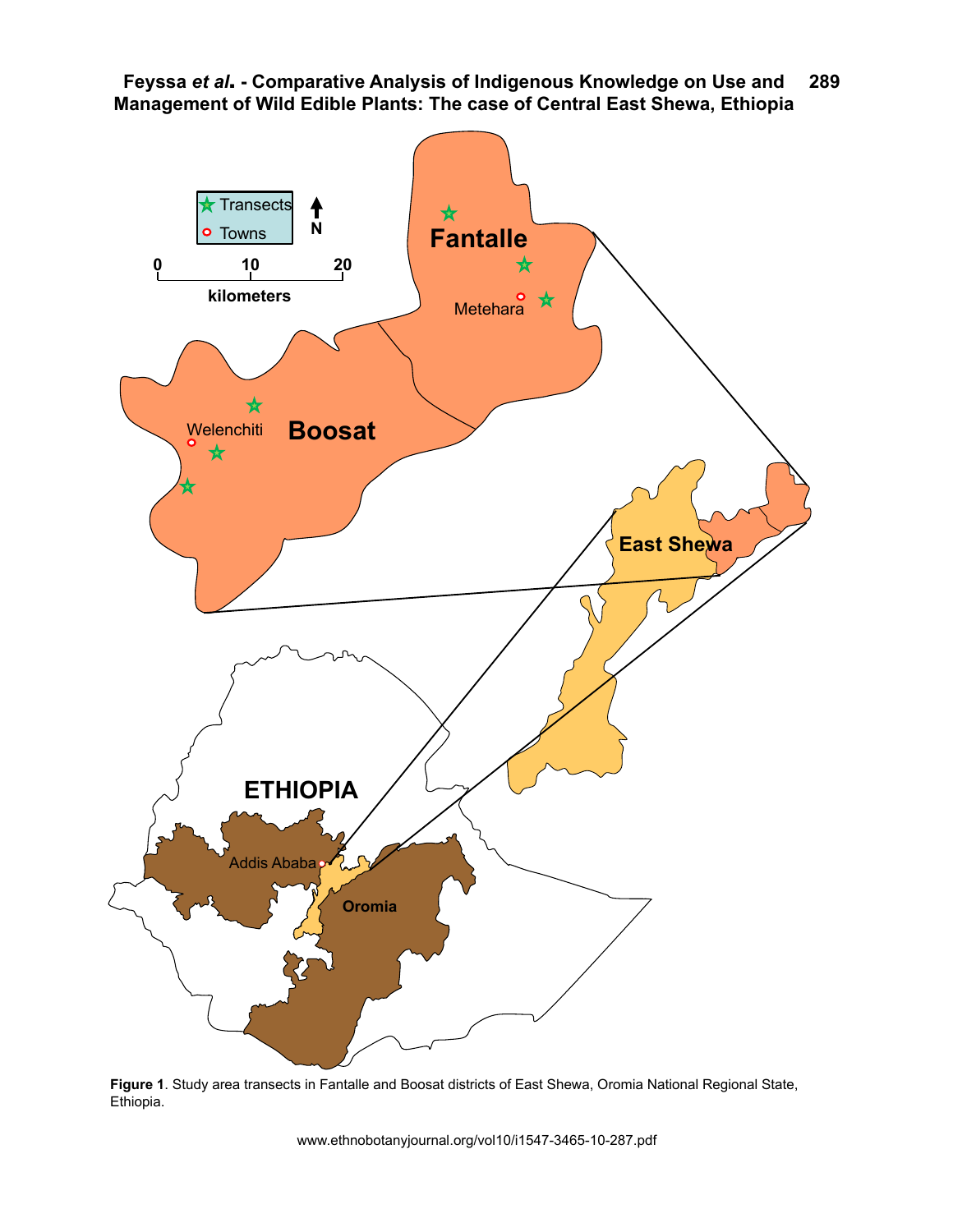**Figure 1**. Study area transects in Fantalle and Boosat districts of East Shewa, Oromia National Regional State, Ethiopia.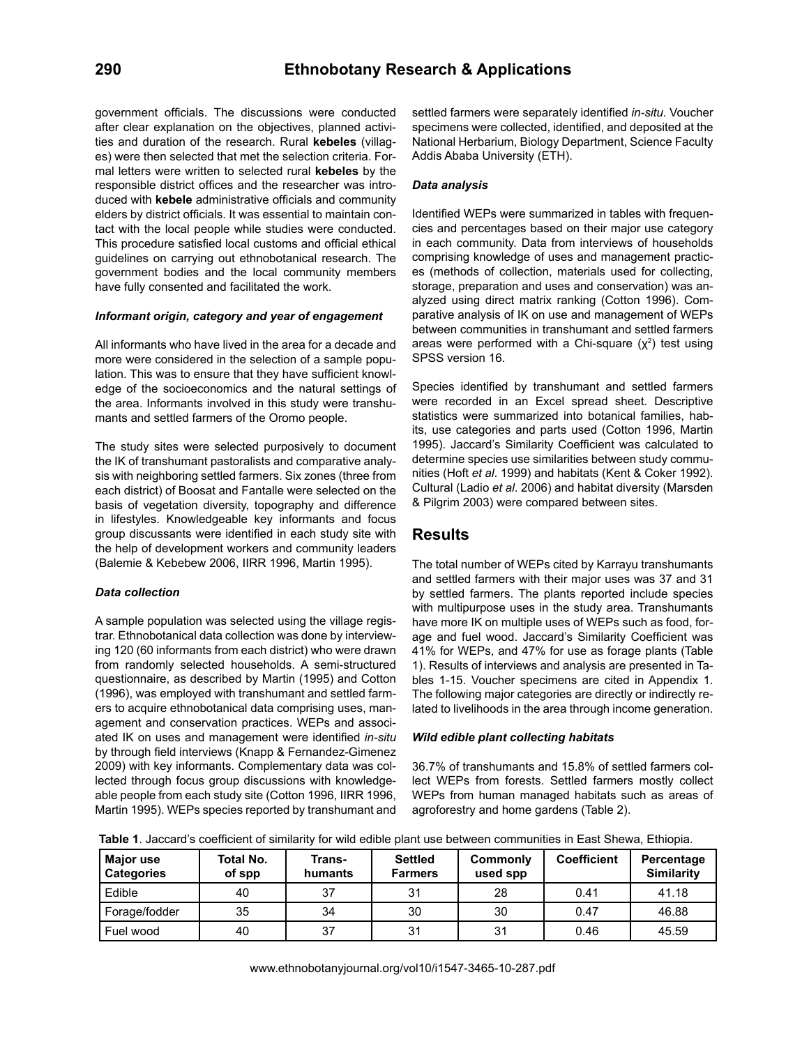government officials. The discussions were conducted after clear explanation on the objectives, planned activities and duration of the research. Rural **kebeles** (villages) were then selected that met the selection criteria. Formal letters were written to selected rural **kebeles** by the responsible district offices and the researcher was introduced with **kebele** administrative officials and community elders by district officials. It was essential to maintain contact with the local people while studies were conducted. This procedure satisfied local customs and official ethical guidelines on carrying out ethnobotanical research. The government bodies and the local community members have fully consented and facilitated the work.

### *Informant origin, category and year of engagement*

All informants who have lived in the area for a decade and more were considered in the selection of a sample population. This was to ensure that they have sufficient knowledge of the socioeconomics and the natural settings of the area. Informants involved in this study were transhumants and settled farmers of the Oromo people.

The study sites were selected purposively to document the IK of transhumant pastoralists and comparative analysis with neighboring settled farmers. Six zones (three from each district) of Boosat and Fantalle were selected on the basis of vegetation diversity, topography and difference in lifestyles. Knowledgeable key informants and focus group discussants were identified in each study site with the help of development workers and community leaders (Balemie & Kebebew 2006, IIRR 1996, Martin 1995).

### *Data collection*

A sample population was selected using the village registrar. Ethnobotanical data collection was done by interviewing 120 (60 informants from each district) who were drawn from randomly selected households. A semi-structured questionnaire, as described by Martin (1995) and Cotton (1996), was employed with transhumant and settled farmers to acquire ethnobotanical data comprising uses, management and conservation practices. WEPs and associated IK on uses and management were identified *in-situ* by through field interviews (Knapp & Fernandez-Gimenez 2009) with key informants. Complementary data was collected through focus group discussions with knowledgeable people from each study site (Cotton 1996, IIRR 1996, Martin 1995). WEPs species reported by transhumant and settled farmers were separately identified *in-situ*. Voucher specimens were collected, identified, and deposited at the National Herbarium, Biology Department, Science Faculty Addis Ababa University (ETH).

### *Data analysis*

Identified WEPs were summarized in tables with frequencies and percentages based on their major use category in each community. Data from interviews of households comprising knowledge of uses and management practices (methods of collection, materials used for collecting, storage, preparation and uses and conservation) was analyzed using direct matrix ranking (Cotton 1996). Comparative analysis of IK on use and management of WEPs between communities in transhumant and settled farmers areas were performed with a Chi-square ($\chi^2$) test using SPSS version 16.

Species identified by transhumant and settled farmers were recorded in an Excel spread sheet. Descriptive statistics were summarized into botanical families, habits, use categories and parts used (Cotton 1996, Martin 1995). Jaccard's Similarity Coefficient was calculated to determine species use similarities between study communities (Hoft *et al.* 1999) and habitats (Kent & Coker 1992). Cultural (Ladio *et al.* 2006) and habitat diversity (Marsden & Pilgrim 2003) were compared between sites.

## Results

The total number of WEPs cited by Karrayu transhumants and settled farmers with their major uses was 37 and 31 by settled farmers. The plants reported include species with multipurpose uses in the study area. Transhumants have more IK on multiple uses of WEPs such as food, forage and fuel wood. Jaccard's Similarity Coefficient was 41% for WEPs, and 47% for use as forage plants (Table 1). Results of interviews and analysis are presented in Tables 1-15. Voucher specimens are cited in Appendix 1. The following major categories are directly or indirectly related to livelihoods in the area through income generation.

### *Wild edible plant collecting habitats*

36.7% of transhumants and 15.8% of settled farmers collect WEPs from forests. Settled farmers mostly collect WEPs from human managed habitats such as areas of agroforestry and home gardens (Table 2).

**Table 1**. Jaccard's coefficient of similarity for wild edible plant use between communities in East Shewa, Ethiopia.

| Major use Categories | Total No. of spp | Trans-humants | Settled Farmers | Commonly used spp | Coefficient | Percentage Similarity |
|---|---|---|---|---|---|---|
| Edible | 40 | 37 | 31 | 28 | 0.41 | 41.18 |
| Forage/fodder | 35 | 34 | 30 | 30 | 0.47 | 46.88 |
| Fuel wood | 40 | 37 | 31 | 31 | 0.46 | 45.59 |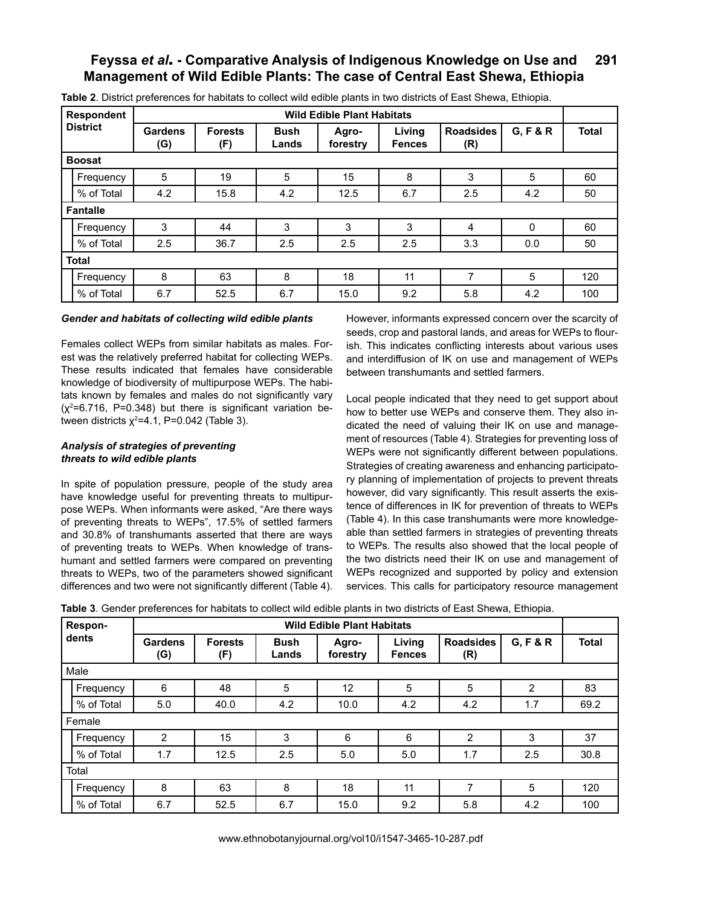**Table 2**. District preferences for habitats to collect wild edible plants in two districts of East Shewa, Ethiopia.

| Respondent District | | Wild Edible Plant Habitats | | | | | | | |
|---|---|---|---|---|---|---|---|---|---|
| | | Gardens (G) | Forests (F) | Bush Lands | Agro-forestry | Living Fences | Roadsides (R) | G, F & R | Total |
| **Boosat** | | | | | | | | | |
| | Frequency | 5 | 19 | 5 | 15 | 8 | 3 | 5 | 60 |
| | % of Total | 4.2 | 15.8 | 4.2 | 12.5 | 6.7 | 2.5 | 4.2 | 50 |
| **Fantalle** | | | | | | | | | |
| | Frequency | 3 | 44 | 3 | 3 | 3 | 4 | 0 | 60 |
| | % of Total | 2.5 | 36.7 | 2.5 | 2.5 | 2.5 | 3.3 | 0.0 | 50 |
| **Total** | | | | | | | | | |
| | Frequency | 8 | 63 | 8 | 18 | 11 | 7 | 5 | 120 |
| | % of Total | 6.7 | 52.5 | 6.7 | 15.0 | 9.2 | 5.8 | 4.2 | 100 |

### *Gender and habitats of collecting wild edible plants*

Females collect WEPs from similar habitats as males. Forest was the relatively preferred habitat for collecting WEPs. These results indicated that females have considerable knowledge of biodiversity of multipurpose WEPs. The habitats known by females and males do not significantly vary ($\chi^2$=6.716, P=0.348) but there is significant variation between districts $\chi^2$=4.1, P=0.042 (Table 3).

### *Analysis of strategies of preventing threats to wild edible plants*

In spite of population pressure, people of the study area have knowledge useful for preventing threats to multipurpose WEPs. When informants were asked, "Are there ways of preventing threats to WEPs", 17.5% of settled farmers and 30.8% of transhumants asserted that there are ways of preventing treats to WEPs. When knowledge of transhumant and settled farmers were compared on preventing threats to WEPs, two of the parameters showed significant differences and two were not significantly different (Table 4). However, informants expressed concern over the scarcity of seeds, crop and pastoral lands, and areas for WEPs to flourish. This indicates conflicting interests about various uses and interdiffusion of IK on use and management of WEPs between transhumants and settled farmers.

Local people indicated that they need to get support about how to better use WEPs and conserve them. They also indicated the need of valuing their IK on use and management of resources (Table 4). Strategies for preventing loss of WEPs were not significantly different between populations. Strategies of creating awareness and enhancing participatory planning of implementation of projects to prevent threats however, did vary significantly. This result asserts the existence of differences in IK for prevention of threats to WEPs (Table 4). In this case transhumants were more knowledgeable than settled farmers in strategies of preventing threats to WEPs. The results also showed that the local people of the two districts need their IK on use and management of WEPs recognized and supported by policy and extension services. This calls for participatory resource management

**Table 3**. Gender preferences for habitats to collect wild edible plants in two districts of East Shewa, Ethiopia.

| Respondents | | Wild Edible Plant Habitats | | | | | | | |
|---|---|---|---|---|---|---|---|---|---|
| | | Gardens (G) | Forests (F) | Bush Lands | Agro-forestry | Living Fences | Roadsides (R) | G, F & R | Total |
| Male | | | | | | | | | |
| | Frequency | 6 | 48 | 5 | 12 | 5 | 5 | 2 | 83 |
| | % of Total | 5.0 | 40.0 | 4.2 | 10.0 | 4.2 | 4.2 | 1.7 | 69.2 |
| Female | | | | | | | | | |
| | Frequency | 2 | 15 | 3 | 6 | 6 | 2 | 3 | 37 |
| | % of Total | 1.7 | 12.5 | 2.5 | 5.0 | 5.0 | 1.7 | 2.5 | 30.8 |
| Total | | | | | | | | | |
| | Frequency | 8 | 63 | 8 | 18 | 11 | 7 | 5 | 120 |
| | % of Total | 6.7 | 52.5 | 6.7 | 15.0 | 9.2 | 5.8 | 4.2 | 100 |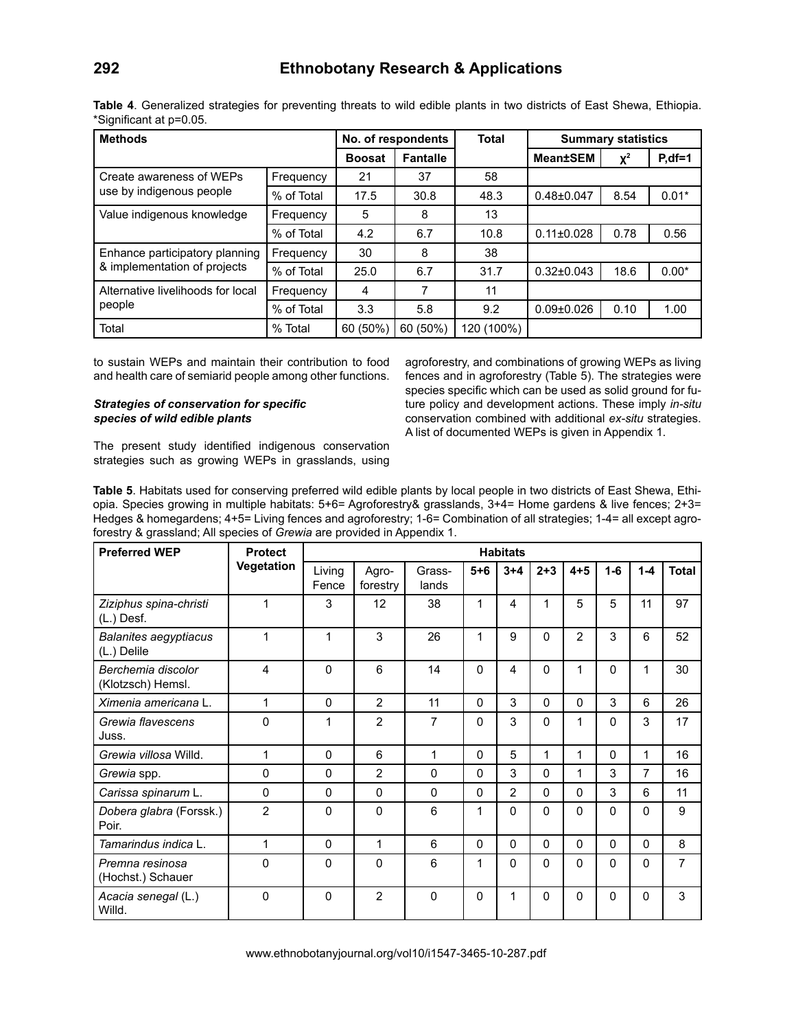**Table 4**. Generalized strategies for preventing threats to wild edible plants in two districts of East Shewa, Ethiopia. *Significant at p=0.05.

| Methods | | No. of respondents | | Total | Summary statistics | | |
|---|---|---|---|---|---|---|---|
| | | Boosat | Fantalle | | Mean±SEM | $\chi^2$ | P,df=1 |
| Create awareness of WEPs use by indigenous people | Frequency | 21 | 37 | 58 | | | |
| | % of Total | 17.5 | 30.8 | 48.3 | 0.48±0.047 | 8.54 | 0.01* |
| Value indigenous knowledge | Frequency | 5 | 8 | 13 | | | |
| | % of Total | 4.2 | 6.7 | 10.8 | 0.11±0.028 | 0.78 | 0.56 |
| Enhance participatory planning & implementation of projects | Frequency | 30 | 8 | 38 | | | |
| | % of Total | 25.0 | 6.7 | 31.7 | 0.32±0.043 | 18.6 | 0.00* |
| Alternative livelihoods for local people | Frequency | 4 | 7 | 11 | | | |
| | % of Total | 3.3 | 5.8 | 9.2 | 0.09±0.026 | 0.10 | 1.00 |
| Total | % Total | 60 (50%) | 60 (50%) | 120 (100%) | | | |

to sustain WEPs and maintain their contribution to food and health care of semiarid people among other functions.

### *Strategies of conservation for specific species of wild edible plants*

The present study identified indigenous conservation strategies such as growing WEPs in grasslands, using agroforestry, and combinations of growing WEPs as living fences and in agroforestry (Table 5). The strategies were species specific which can be used as solid ground for future policy and development actions. These imply *in-situ* conservation combined with additional *ex-situ* strategies. A list of documented WEPs is given in Appendix 1.

**Table 5**. Habitats used for conserving preferred wild edible plants by local people in two districts of East Shewa, Ethiopia. Species growing in multiple habitats: 5+6= Agroforestry& grasslands, 3+4= Home gardens & live fences; 2+3= Hedges & homegardens; 4+5= Living fences and agroforestry; 1-6= Combination of all strategies; 1-4= all except agroforestry & grassland; All species of *Grewia* are provided in Appendix 1.

| Preferred WEP | Protect Vegetation | Habitats | | | | | | | | | |
|---|---|---|---|---|---|---|---|---|---|---|---|
| | | Living Fence | Agro-forestry | Grass-lands | 5+6 | 3+4 | 2+3 | 4+5 | 1-6 | 1-4 | Total |
| *Ziziphus spina-christi* (L.) Desf. | 1 | 3 | 12 | 38 | 1 | 4 | 1 | 5 | 5 | 11 | 97 |
| *Balanites aegyptiacus* (L.) Delile | 1 | 1 | 3 | 26 | 1 | 9 | 0 | 2 | 3 | 6 | 52 |
| *Berchemia discolor* (Klotzsch) Hemsl. | 4 | 0 | 6 | 14 | 0 | 4 | 0 | 1 | 0 | 1 | 30 |
| *Ximenia americana* L. | 1 | 0 | 2 | 11 | 0 | 3 | 0 | 0 | 3 | 6 | 26 |
| *Grewia flavescens* Juss. | 0 | 1 | 2 | 7 | 0 | 3 | 0 | 1 | 0 | 3 | 17 |
| *Grewia villosa* Willd. | 1 | 0 | 6 | 1 | 0 | 5 | 1 | 1 | 0 | 1 | 16 |
| *Grewia* spp. | 0 | 0 | 2 | 0 | 0 | 3 | 0 | 1 | 3 | 7 | 16 |
| *Carissa spinarum* L. | 0 | 0 | 0 | 0 | 0 | 2 | 0 | 0 | 3 | 6 | 11 |
| *Dobera glabra* (Forssk.) Poir. | 2 | 0 | 0 | 6 | 1 | 0 | 0 | 0 | 0 | 0 | 9 |
| *Tamarindus indica* L. | 1 | 0 | 1 | 6 | 0 | 0 | 0 | 0 | 0 | 0 | 8 |
| *Premna resinosa* (Hochst.) Schauer | 0 | 0 | 0 | 6 | 1 | 0 | 0 | 0 | 0 | 0 | 7 |
| *Acacia senegal* (L.) Willd. | 0 | 0 | 2 | 0 | 0 | 1 | 0 | 0 | 0 | 0 | 3 |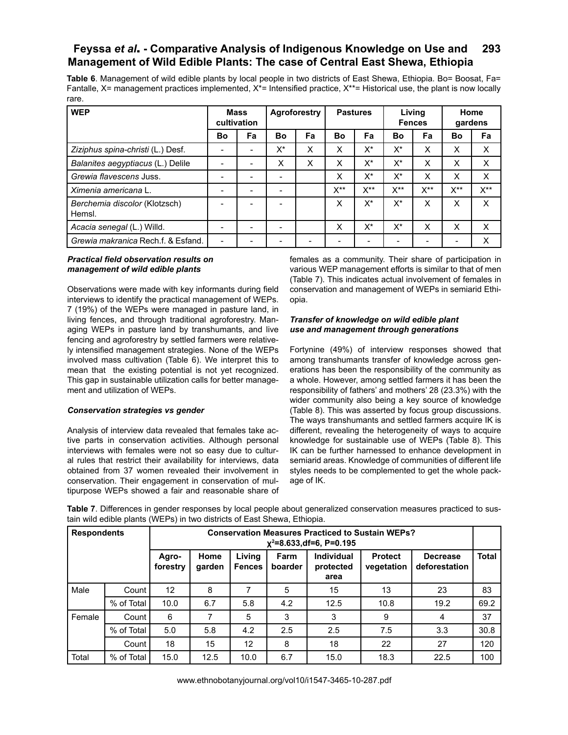**Table 6**. Management of wild edible plants by local people in two districts of East Shewa, Ethiopia. Bo= Boosat, Fa= Fantalle, X= management practices implemented, X*= Intensified practice, X**= Historical use, the plant is now locally rare.

| WEP | Mass cultivation | | Agroforestry | | Pastures | | Living Fences | | Home gardens | |
|---|---|---|---|---|---|---|---|---|---|---|
| | Bo | Fa | Bo | Fa | Bo | Fa | Bo | Fa | Bo | Fa |
| *Ziziphus spina-christi* (L.) Desf. | - | - | X* | X | X | X* | X* | X | X | X |
| *Balanites aegyptiacus* (L.) Delile | - | - | X | X | X | X* | X* | X | X | X |
| *Grewia flavescens* Juss. | - | - | - | | X | X* | X* | X | X | X |
| *Ximenia americana* L. | - | - | - | | X** | X** | X** | X** | X** | X** |
| *Berchemia discolor* (Klotzsch) Hemsl. | - | - | - | | X | X* | X* | X | X | X |
| *Acacia senegal* (L.) Willd. | - | - | - | | X | X* | X* | X | X | X |
| *Grewia makranica* Rech.f. & Esfand. | - | - | - | - | - | - | - | - | - | X |

***Practical field observation results on management of wild edible plants***

Observations were made with key informants during field interviews to identify the practical management of WEPs. 7 (19%) of the WEPs were managed in pasture land, in living fences, and through traditional agroforestry. Managing WEPs in pasture land by transhumants, and live fencing and agroforestry by settled farmers were relatively intensified management strategies. None of the WEPs involved mass cultivation (Table 6). We interpret this to mean that the existing potential is not yet recognized. This gap in sustainable utilization calls for better management and utilization of WEPs.

***Conservation strategies vs gender***

Analysis of interview data revealed that females take active parts in conservation activities. Although personal interviews with females were not so easy due to cultural rules that restrict their availability for interviews, data obtained from 37 women revealed their involvement in conservation. Their engagement in conservation of multipurpose WEPs showed a fair and reasonable share of females as a community. Their share of participation in various WEP management efforts is similar to that of men (Table 7). This indicates actual involvement of females in conservation and management of WEPs in semiarid Ethiopia.

***Transfer of knowledge on wild edible plant use and management through generations***

Fortynine (49%) of interview responses showed that among transhumants transfer of knowledge across generations has been the responsibility of the community as a whole. However, among settled farmers it has been the responsibility of fathers' and mothers' 28 (23.3%) with the wider community also being a key source of knowledge (Table 8). This was asserted by focus group discussions. The ways transhumants and settled farmers acquire IK is different, revealing the heterogeneity of ways to acquire knowledge for sustainable use of WEPs (Table 8). This IK can be further harnessed to enhance development in semiarid areas. Knowledge of communities of different life styles needs to be complemented to get the whole package of IK.

**Table 7**. Differences in gender responses by local people about generalized conservation measures practiced to sustain wild edible plants (WEPs) in two districts of East Shewa, Ethiopia.

| Respondents | | Conservation Measures Practiced to Sustain WEPs? $\chi^2$=8.633,df=6, P=0.195 | | | | | | | |
|---|---|---|---|---|---|---|---|---|---|
| | | Agro-forestry | Home garden | Living Fences | Farm boarder | Individual protected area | Protect vegetation | Decrease deforestation | Total |
| Male | Count | 12 | 8 | 7 | 5 | 15 | 13 | 23 | 83 |
| | % of Total | 10.0 | 6.7 | 5.8 | 4.2 | 12.5 | 10.8 | 19.2 | 69.2 |
| Female | Count | 6 | 7 | 5 | 3 | 3 | 9 | 4 | 37 |
| | % of Total | 5.0 | 5.8 | 4.2 | 2.5 | 2.5 | 7.5 | 3.3 | 30.8 |
| | Count | 18 | 15 | 12 | 8 | 18 | 22 | 27 | 120 |
| Total | % of Total | 15.0 | 12.5 | 10.0 | 6.7 | 15.0 | 18.3 | 22.5 | 100 |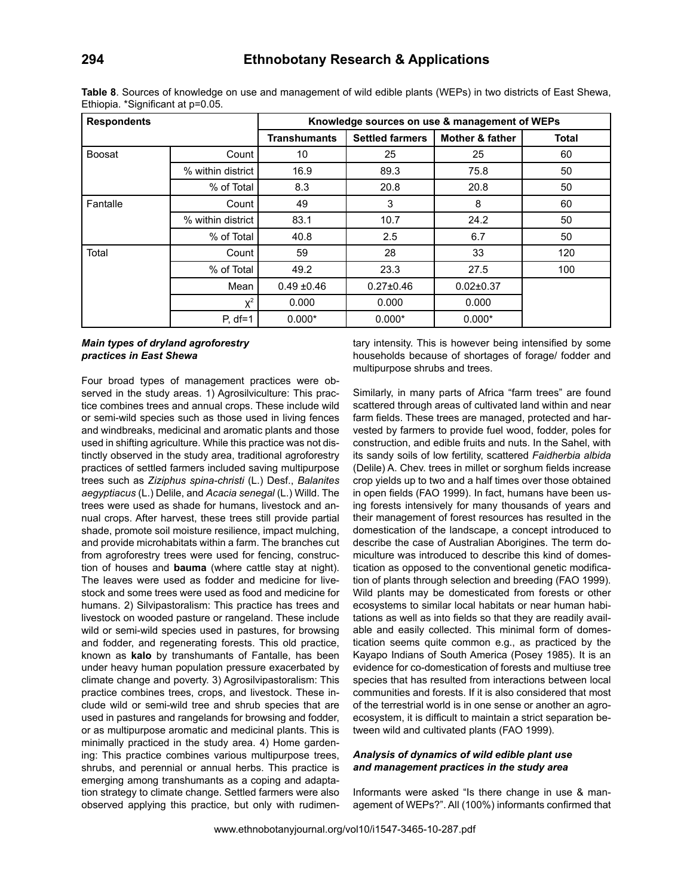**Table 8**. Sources of knowledge on use and management of wild edible plants (WEPs) in two districts of East Shewa, Ethiopia. *Significant at p=0.05.

| Respondents | | Knowledge sources on use & management of WEPs | | | |
|---|---|---|---|---|---|
| | | Transhumants | Settled farmers | Mother & father | Total |
| Boosat | Count | 10 | 25 | 25 | 60 |
| | % within district | 16.9 | 89.3 | 75.8 | 50 |
| | % of Total | 8.3 | 20.8 | 20.8 | 50 |
| Fantalle | Count | 49 | 3 | 8 | 60 |
| | % within district | 83.1 | 10.7 | 24.2 | 50 |
| | % of Total | 40.8 | 2.5 | 6.7 | 50 |
| Total | Count | 59 | 28 | 33 | 120 |
| | % of Total | 49.2 | 23.3 | 27.5 | 100 |
| | Mean | 0.49 ±0.46 | 0.27±0.46 | 0.02±0.37 | |
| | $\chi^2$ | 0.000 | 0.000 | 0.000 | |
| | P, df=1 | 0.000* | 0.000* | 0.000* | |

### *Main types of dryland agroforestry practices in East Shewa*

Four broad types of management practices were observed in the study areas. 1) Agrosilviculture: This practice combines trees and annual crops. These include wild or semi-wild species such as those used in living fences and windbreaks, medicinal and aromatic plants and those used in shifting agriculture. While this practice was not distinctly observed in the study area, traditional agroforestry practices of settled farmers included saving multipurpose trees such as *Ziziphus spina-christi* (L.) Desf., *Balanites aegyptiacus* (L.) Delile, and *Acacia senegal* (L.) Willd. The trees were used as shade for humans, livestock and annual crops. After harvest, these trees still provide partial shade, promote soil moisture resilience, impact mulching, and provide microhabitats within a farm. The branches cut from agroforestry trees were used for fencing, construction of houses and **bauma** (where cattle stay at night). The leaves were used as fodder and medicine for livestock and some trees were used as food and medicine for humans. 2) Silvipastoralism: This practice has trees and livestock on wooded pasture or rangeland. These include wild or semi-wild species used in pastures, for browsing and fodder, and regenerating forests. This old practice, known as **kalo** by transhumants of Fantalle, has been under heavy human population pressure exacerbated by climate change and poverty. 3) Agrosilvipastoralism: This practice combines trees, crops, and livestock. These include wild or semi-wild tree and shrub species that are used in pastures and rangelands for browsing and fodder, or as multipurpose aromatic and medicinal plants. This is minimally practiced in the study area. 4) Home gardening: This practice combines various multipurpose trees, shrubs, and perennial or annual herbs. This practice is emerging among transhumants as a coping and adaptation strategy to climate change. Settled farmers were also observed applying this practice, but only with rudimentary intensity. This is however being intensified by some households because of shortages of forage/ fodder and multipurpose shrubs and trees.

Similarly, in many parts of Africa "farm trees" are found scattered through areas of cultivated land within and near farm fields. These trees are managed, protected and harvested by farmers to provide fuel wood, fodder, poles for construction, and edible fruits and nuts. In the Sahel, with its sandy soils of low fertility, scattered *Faidherbia albida* (Delile) A. Chev. trees in millet or sorghum fields increase crop yields up to two and a half times over those obtained in open fields (FAO 1999). In fact, humans have been using forests intensively for many thousands of years and their management of forest resources has resulted in the domestication of the landscape, a concept introduced to describe the case of Australian Aborigines. The term domiculture was introduced to describe this kind of domestication as opposed to the conventional genetic modification of plants through selection and breeding (FAO 1999). Wild plants may be domesticated from forests or other ecosystems to similar local habitats or near human habitations as well as into fields so that they are readily available and easily collected. This minimal form of domestication seems quite common e.g., as practiced by the Kayapo Indians of South America (Posey 1985). It is an evidence for co-domestication of forests and multiuse tree species that has resulted from interactions between local communities and forests. If it is also considered that most of the terrestrial world is in one sense or another an agroecosystem, it is difficult to maintain a strict separation between wild and cultivated plants (FAO 1999).

### *Analysis of dynamics of wild edible plant use and management practices in the study area*

Informants were asked "Is there change in use & management of WEPs?". All (100%) informants confirmed that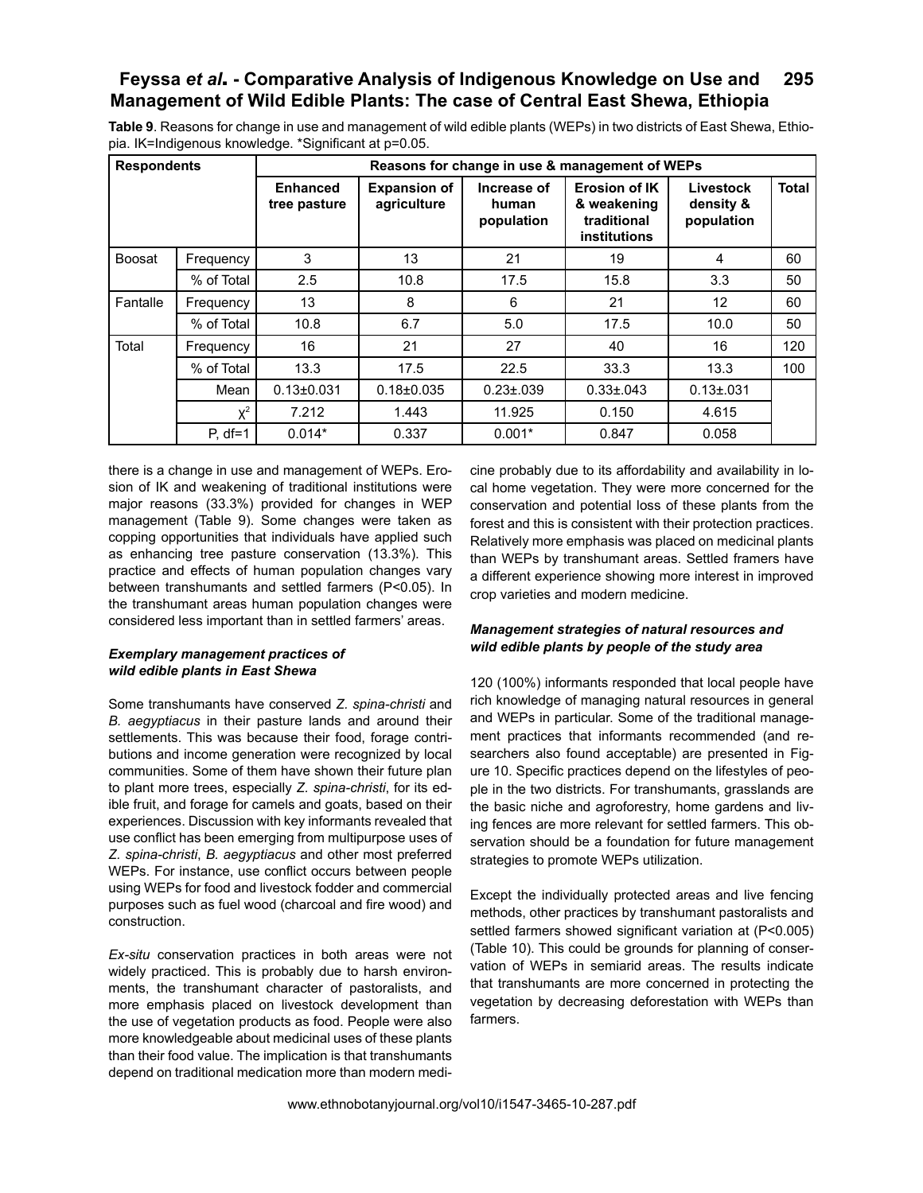**Table 9**. Reasons for change in use and management of wild edible plants (WEPs) in two districts of East Shewa, Ethiopia. IK=Indigenous knowledge. *Significant at p=0.05.

| Respondents | | Reasons for change in use & management of WEPs | | | | | |
|---|---|---|---|---|---|---|---|
| | | Enhanced tree pasture | Expansion of agriculture | Increase of human population | Erosion of IK & weakening traditional institutions | Livestock density & population | Total |
| Boosat | Frequency | 3 | 13 | 21 | 19 | 4 | 60 |
| | % of Total | 2.5 | 10.8 | 17.5 | 15.8 | 3.3 | 50 |
| Fantalle | Frequency | 13 | 8 | 6 | 21 | 12 | 60 |
| | % of Total | 10.8 | 6.7 | 5.0 | 17.5 | 10.0 | 50 |
| Total | Frequency | 16 | 21 | 27 | 40 | 16 | 120 |
| | % of Total | 13.3 | 17.5 | 22.5 | 33.3 | 13.3 | 100 |
| | Mean | 0.13±0.031 | 0.18±0.035 | 0.23±.039 | 0.33±.043 | 0.13±.031 | |
| | $\chi^2$ | 7.212 | 1.443 | 11.925 | 0.150 | 4.615 | |
| | P, df=1 | 0.014* | 0.337 | 0.001* | 0.847 | 0.058 | |

there is a change in use and management of WEPs. Erosion of IK and weakening of traditional institutions were major reasons (33.3%) provided for changes in WEP management (Table 9). Some changes were taken as copping opportunities that individuals have applied such as enhancing tree pasture conservation (13.3%). This practice and effects of human population changes vary between transhumants and settled farmers ($P<0.05$). In the transhumant areas human population changes were considered less important than in settled farmers' areas.

### *Exemplary management practices of wild edible plants in East Shewa*

Some transhumants have conserved *Z. spina-christi* and *B. aegyptiacus* in their pasture lands and around their settlements. This was because their food, forage contributions and income generation were recognized by local communities. Some of them have shown their future plan to plant more trees, especially *Z. spina-christi*, for its edible fruit, and forage for camels and goats, based on their experiences. Discussion with key informants revealed that use conflict has been emerging from multipurpose uses of *Z. spina-christi*, *B. aegyptiacus* and other most preferred WEPs. For instance, use conflict occurs between people using WEPs for food and livestock fodder and commercial purposes such as fuel wood (charcoal and fire wood) and construction.

*Ex-situ* conservation practices in both areas were not widely practiced. This is probably due to harsh environments, the transhumant character of pastoralists, and more emphasis placed on livestock development than the use of vegetation products as food. People were also more knowledgeable about medicinal uses of these plants than their food value. The implication is that transhumants depend on traditional medication more than modern medicine probably due to its affordability and availability in local home vegetation. They were more concerned for the conservation and potential loss of these plants from the forest and this is consistent with their protection practices. Relatively more emphasis was placed on medicinal plants than WEPs by transhumant areas. Settled framers have a different experience showing more interest in improved crop varieties and modern medicine.

### *Management strategies of natural resources and wild edible plants by people of the study area*

120 (100%) informants responded that local people have rich knowledge of managing natural resources in general and WEPs in particular. Some of the traditional management practices that informants recommended (and researchers also found acceptable) are presented in Figure 10. Specific practices depend on the lifestyles of people in the two districts. For transhumants, grasslands are the basic niche and agroforestry, home gardens and living fences are more relevant for settled farmers. This observation should be a foundation for future management strategies to promote WEPs utilization.

Except the individually protected areas and live fencing methods, other practices by transhumant pastoralists and settled farmers showed significant variation at ($P<0.005$) (Table 10). This could be grounds for planning of conservation of WEPs in semiarid areas. The results indicate that transhumants are more concerned in protecting the vegetation by decreasing deforestation with WEPs than farmers.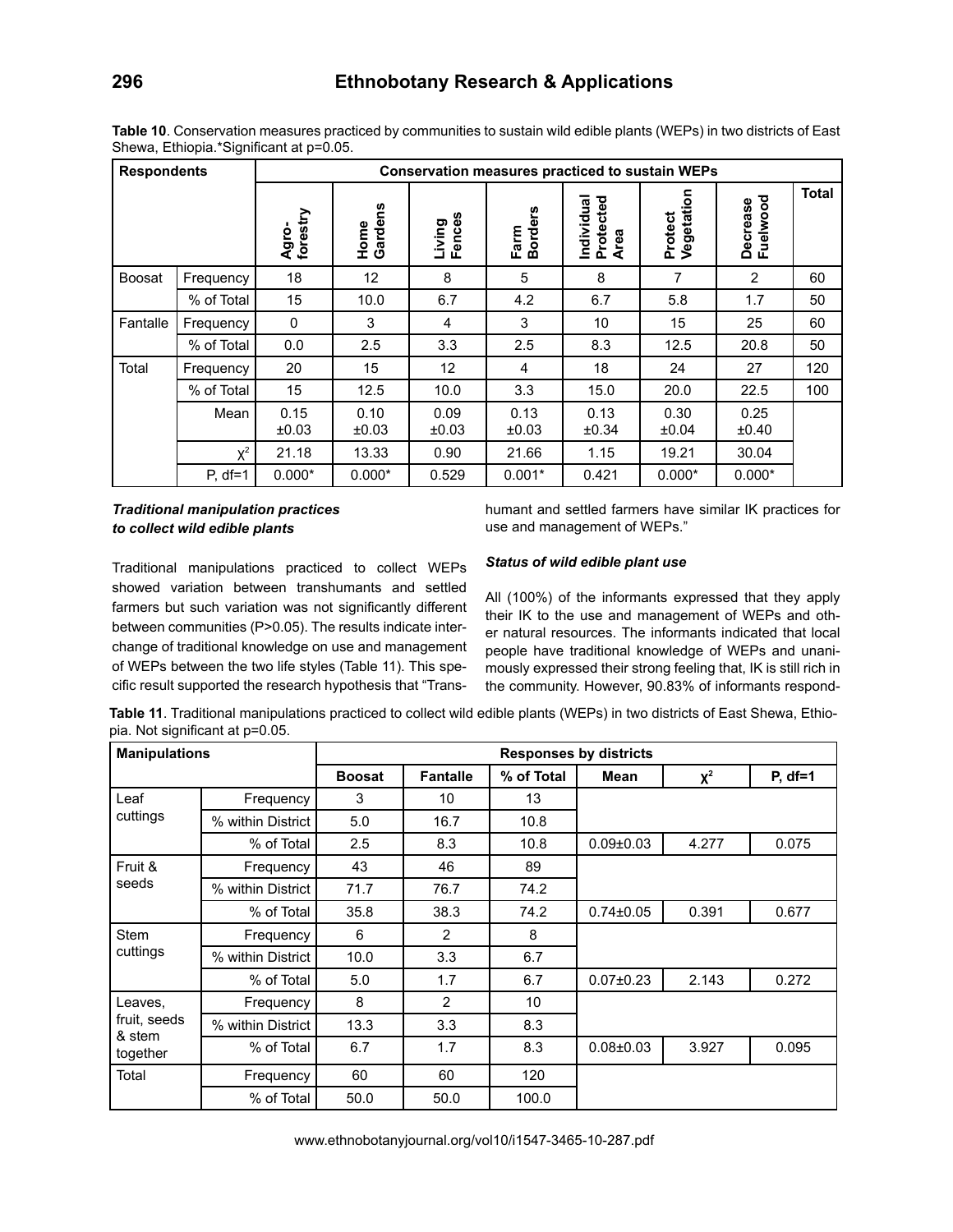**Table 10**. Conservation measures practiced by communities to sustain wild edible plants (WEPs) in two districts of East Shewa, Ethiopia.*Significant at p=0.05.

| Respondents | | Conservation measures practiced to sustain WEPs | | | | | | | |
|---|---|---|---|---|---|---|---|---|---|
| | | Agro-forestry | Home Gardens | Living Fences | Farm Borders | Individual Protected Area | Protect Vegetation | Decrease Fuelwood | Total |
| Boosat | Frequency | 18 | 12 | 8 | 5 | 8 | 7 | 2 | 60 |
| | % of Total | 15 | 10.0 | 6.7 | 4.2 | 6.7 | 5.8 | 1.7 | 50 |
| Fantalle | Frequency | 0 | 3 | 4 | 3 | 10 | 15 | 25 | 60 |
| | % of Total | 0.0 | 2.5 | 3.3 | 2.5 | 8.3 | 12.5 | 20.8 | 50 |
| Total | Frequency | 20 | 15 | 12 | 4 | 18 | 24 | 27 | 120 |
| | % of Total | 15 | 12.5 | 10.0 | 3.3 | 15.0 | 20.0 | 22.5 | 100 |
| | Mean | 0.15 ±0.03 | 0.10 ±0.03 | 0.09 ±0.03 | 0.13 ±0.03 | 0.13 ±0.34 | 0.30 ±0.04 | 0.25 ±0.40 | |
| | $\chi^2$ | 21.18 | 13.33 | 0.90 | 21.66 | 1.15 | 19.21 | 30.04 | |
| | P, df=1 | 0.000* | 0.000* | 0.529 | 0.001* | 0.421 | 0.000* | 0.000* | |

### *Traditional manipulation practices to collect wild edible plants*

Traditional manipulations practiced to collect WEPs showed variation between transhumants and settled farmers but such variation was not significantly different between communities (P>0.05). The results indicate interchange of traditional knowledge on use and management of WEPs between the two life styles (Table 11). This specific result supported the research hypothesis that "Transhumant and settled farmers have similar IK practices for use and management of WEPs."

### *Status of wild edible plant use*

All (100%) of the informants expressed that they apply their IK to the use and management of WEPs and other natural resources. The informants indicated that local people have traditional knowledge of WEPs and unanimously expressed their strong feeling that, IK is still rich in the community. However, 90.83% of informants respond-

**Table 11**. Traditional manipulations practiced to collect wild edible plants (WEPs) in two districts of East Shewa, Ethiopia. Not significant at p=0.05.

| Manipulations | | Responses by districts | | | | | |
|---|---|---|---|---|---|---|---|
| | | Boosat | Fantalle | % of Total | Mean | $\chi^2$ | P, df=1 |
| Leaf cuttings | Frequency | 3 | 10 | 13 | | | |
| | % within District | 5.0 | 16.7 | 10.8 | | | |
| | % of Total | 2.5 | 8.3 | 10.8 | 0.09±0.03 | 4.277 | 0.075 |
| Fruit & seeds | Frequency | 43 | 46 | 89 | | | |
| | % within District | 71.7 | 76.7 | 74.2 | | | |
| | % of Total | 35.8 | 38.3 | 74.2 | 0.74±0.05 | 0.391 | 0.677 |
| Stem cuttings | Frequency | 6 | 2 | 8 | | | |
| | % within District | 10.0 | 3.3 | 6.7 | | | |
| | % of Total | 5.0 | 1.7 | 6.7 | 0.07±0.23 | 2.143 | 0.272 |
| Leaves, fruit, seeds & stem together | Frequency | 8 | 2 | 10 | | | |
| | % within District | 13.3 | 3.3 | 8.3 | | | |
| | % of Total | 6.7 | 1.7 | 8.3 | 0.08±0.03 | 3.927 | 0.095 |
| Total | Frequency | 60 | 60 | 120 | | | |
| | % of Total | 50.0 | 50.0 | 100.0 | | | |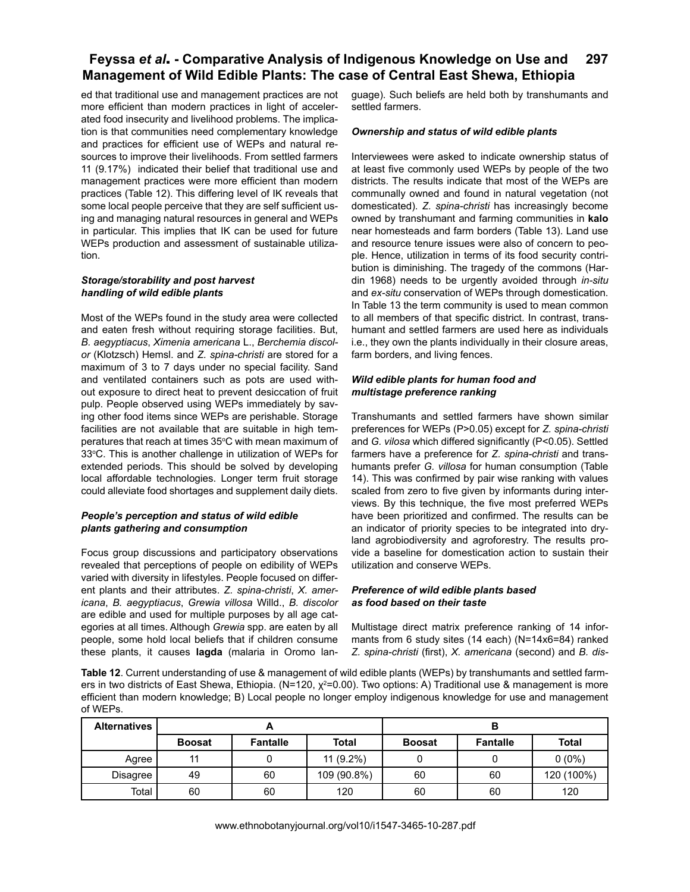ed that traditional use and management practices are not more efficient than modern practices in light of accelerated food insecurity and livelihood problems. The implication is that communities need complementary knowledge and practices for efficient use of WEPs and natural resources to improve their livelihoods. From settled farmers 11 (9.17%) indicated their belief that traditional use and management practices were more efficient than modern practices (Table 12). This differing level of IK reveals that some local people perceive that they are self sufficient using and managing natural resources in general and WEPs in particular. This implies that IK can be used for future WEPs production and assessment of sustainable utilization.

### *Storage/storability and post harvest handling of wild edible plants*

Most of the WEPs found in the study area were collected and eaten fresh without requiring storage facilities. But, *B. aegyptiacus*, *Ximenia americana* L., *Berchemia discolor* (Klotzsch) Hemsl. and *Z. spina-christi* are stored for a maximum of 3 to 7 days under no special facility. Sand and ventilated containers such as pots are used without exposure to direct heat to prevent desiccation of fruit pulp. People observed using WEPs immediately by saving other food items since WEPs are perishable. Storage facilities are not available that are suitable in high temperatures that reach at times 35°C with mean maximum of 33°C. This is another challenge in utilization of WEPs for extended periods. This should be solved by developing local affordable technologies. Longer term fruit storage could alleviate food shortages and supplement daily diets.

### *People's perception and status of wild edible plants gathering and consumption*

Focus group discussions and participatory observations revealed that perceptions of people on edibility of WEPs varied with diversity in lifestyles. People focused on different plants and their attributes. *Z. spina-christi*, *X. americana*, *B. aegyptiacus*, *Grewia villosa* Willd., *B. discolor* are edible and used for multiple purposes by all age categories at all times. Although *Grewia* spp. are eaten by all people, some hold local beliefs that if children consume these plants, it causes **lagda** (malaria in Oromo language). Such beliefs are held both by transhumants and settled farmers.

### *Ownership and status of wild edible plants*

Interviewees were asked to indicate ownership status of at least five commonly used WEPs by people of the two districts. The results indicate that most of the WEPs are communally owned and found in natural vegetation (not domesticated). *Z. spina-christi* has increasingly become owned by transhumant and farming communities in **kalo** near homesteads and farm borders (Table 13). Land use and resource tenure issues were also of concern to people. Hence, utilization in terms of its food security contribution is diminishing. The tragedy of the commons (Hardin 1968) needs to be urgently avoided through *in-situ* and *ex-situ* conservation of WEPs through domestication. In Table 13 the term community is used to mean common to all members of that specific district. In contrast, transhumant and settled farmers are used here as individuals i.e., they own the plants individually in their closure areas, farm borders, and living fences.

### *Wild edible plants for human food and multistage preference ranking*

Transhumants and settled farmers have shown similar preferences for WEPs (P>0.05) except for *Z. spina-christi* and *G. vilosa* which differed significantly (P<0.05). Settled farmers have a preference for *Z. spina-christi* and transhumants prefer *G. villosa* for human consumption (Table 14). This was confirmed by pair wise ranking with values scaled from zero to five given by informants during interviews. By this technique, the five most preferred WEPs have been prioritized and confirmed. The results can be an indicator of priority species to be integrated into dryland agrobiodiversity and agroforestry. The results provide a baseline for domestication action to sustain their utilization and conserve WEPs.

### *Preference of wild edible plants based as food based on their taste*

Multistage direct matrix preference ranking of 14 informants from 6 study sites (14 each) (N=14x6=84) ranked *Z. spina-christi* (first), *X. americana* (second) and *B. dis-*

**Table 12**. Current understanding of use & management of wild edible plants (WEPs) by transhumants and settled farmers in two districts of East Shewa, Ethiopia. (N=120, $\chi^2$=0.00). Two options: A) Traditional use & management is more efficient than modern knowledge; B) Local people no longer employ indigenous knowledge for use and management of WEPs.

| Alternatives | A | | | B | | |
|---|---|---|---|---|---|---|
| | **Boosat** | **Fantalle** | **Total** | **Boosat** | **Fantalle** | **Total** |
| Agree | 11 | 0 | 11 (9.2%) | 0 | 0 | 0 (0%) |
| Disagree | 49 | 60 | 109 (90.8%) | 60 | 60 | 120 (100%) |
| Total | 60 | 60 | 120 | 60 | 60 | 120 |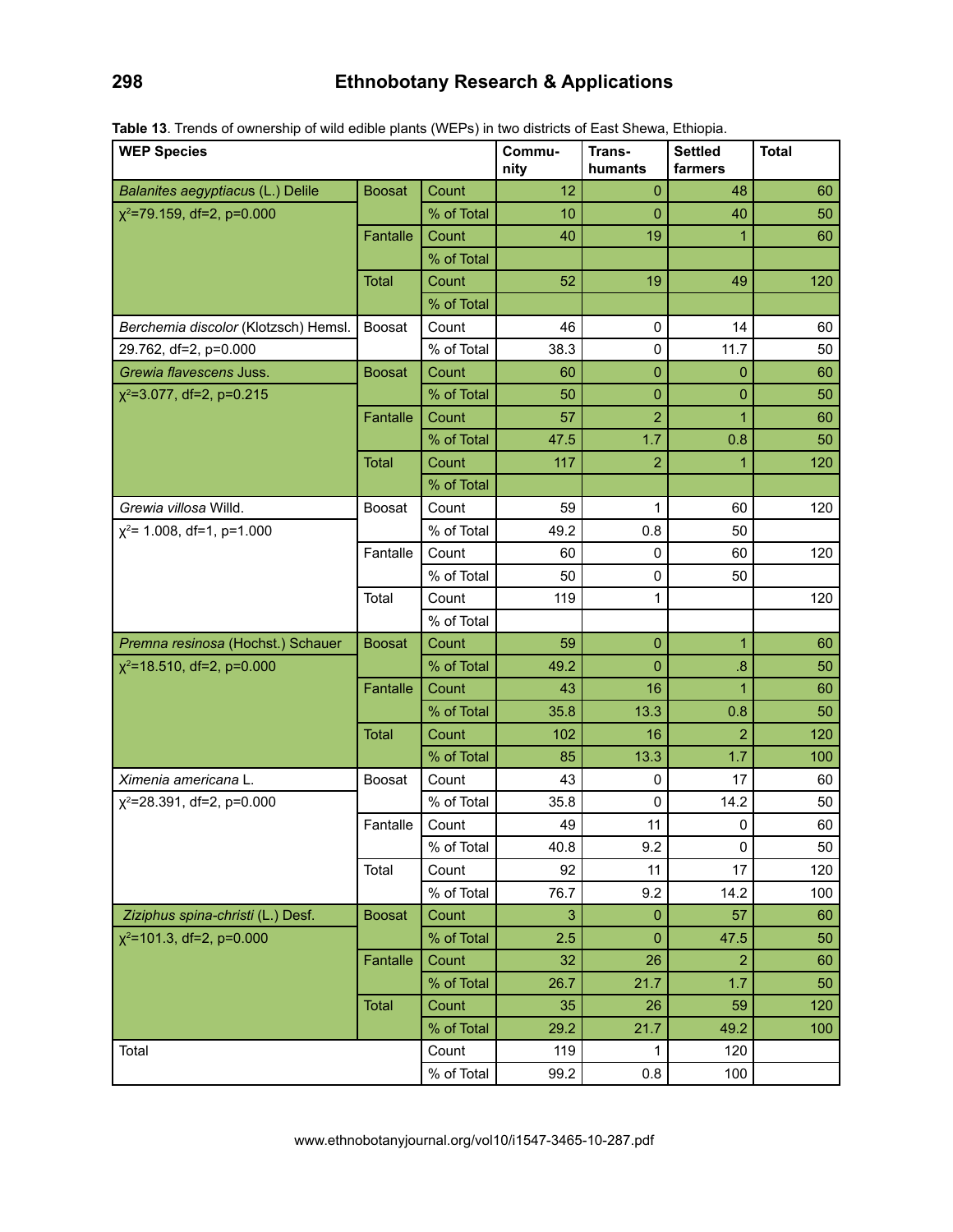**Table 13**. Trends of ownership of wild edible plants (WEPs) in two districts of East Shewa, Ethiopia.

| WEP Species | | | Community | Transhumants | Settled farmers | Total |
|---|---|---|---|---|---|---|
| *Balanites aegyptiacus* (L.) Delile | Boosat | Count | 12 | 0 | 48 | 60 |
| $\chi^2$=79.159, df=2, p=0.000 | | % of Total | 10 | 0 | 40 | 50 |
| | Fantalle | Count | 40 | 19 | 1 | 60 |
| | | % of Total | | | | |
| | Total | Count | 52 | 19 | 49 | 120 |
| | | % of Total | | | | |
| *Berchemia discolor* (Klotzsch) Hemsl. | Boosat | Count | 46 | 0 | 14 | 60 |
| 29.762, df=2, p=0.000 | | % of Total | 38.3 | 0 | 11.7 | 50 |
| *Grewia flavescens* Juss. | Boosat | Count | 60 | 0 | 0 | 60 |
| $\chi^2$=3.077, df=2, p=0.215 | | % of Total | 50 | 0 | 0 | 50 |
| | Fantalle | Count | 57 | 2 | 1 | 60 |
| | | % of Total | 47.5 | 1.7 | 0.8 | 50 |
| | Total | Count | 117 | 2 | 1 | 120 |
| | | % of Total | | | | |
| *Grewia villosa* Willd. | Boosat | Count | 59 | 1 | 60 | 120 |
| $\chi^2$= 1.008, df=1, p=1.000 | | % of Total | 49.2 | 0.8 | 50 | |
| | Fantalle | Count | 60 | 0 | 60 | 120 |
| | | % of Total | 50 | 0 | 50 | |
| | Total | Count | 119 | 1 | | 120 |
| | | % of Total | | | | |
| *Premna resinosa* (Hochst.) Schauer | Boosat | Count | 59 | 0 | 1 | 60 |
| $\chi^2$=18.510, df=2, p=0.000 | | % of Total | 49.2 | 0 | .8 | 50 |
| | Fantalle | Count | 43 | 16 | 1 | 60 |
| | | % of Total | 35.8 | 13.3 | 0.8 | 50 |
| | Total | Count | 102 | 16 | 2 | 120 |
| | | % of Total | 85 | 13.3 | 1.7 | 100 |
| *Ximenia americana* L. | Boosat | Count | 43 | 0 | 17 | 60 |
| $\chi^2$=28.391, df=2, p=0.000 | | % of Total | 35.8 | 0 | 14.2 | 50 |
| | Fantalle | Count | 49 | 11 | 0 | 60 |
| | | % of Total | 40.8 | 9.2 | 0 | 50 |
| | Total | Count | 92 | 11 | 17 | 120 |
| | | % of Total | 76.7 | 9.2 | 14.2 | 100 |
| *Ziziphus spina-christi* (L.) Desf. | Boosat | Count | 3 | 0 | 57 | 60 |
| $\chi^2$=101.3, df=2, p=0.000 | | % of Total | 2.5 | 0 | 47.5 | 50 |
| | Fantalle | Count | 32 | 26 | 2 | 60 |
| | | % of Total | 26.7 | 21.7 | 1.7 | 50 |
| | Total | Count | 35 | 26 | 59 | 120 |
| | | % of Total | 29.2 | 21.7 | 49.2 | 100 |
| Total | | Count | 119 | 1 | 120 | |
| | | % of Total | 99.2 | 0.8 | 100 | |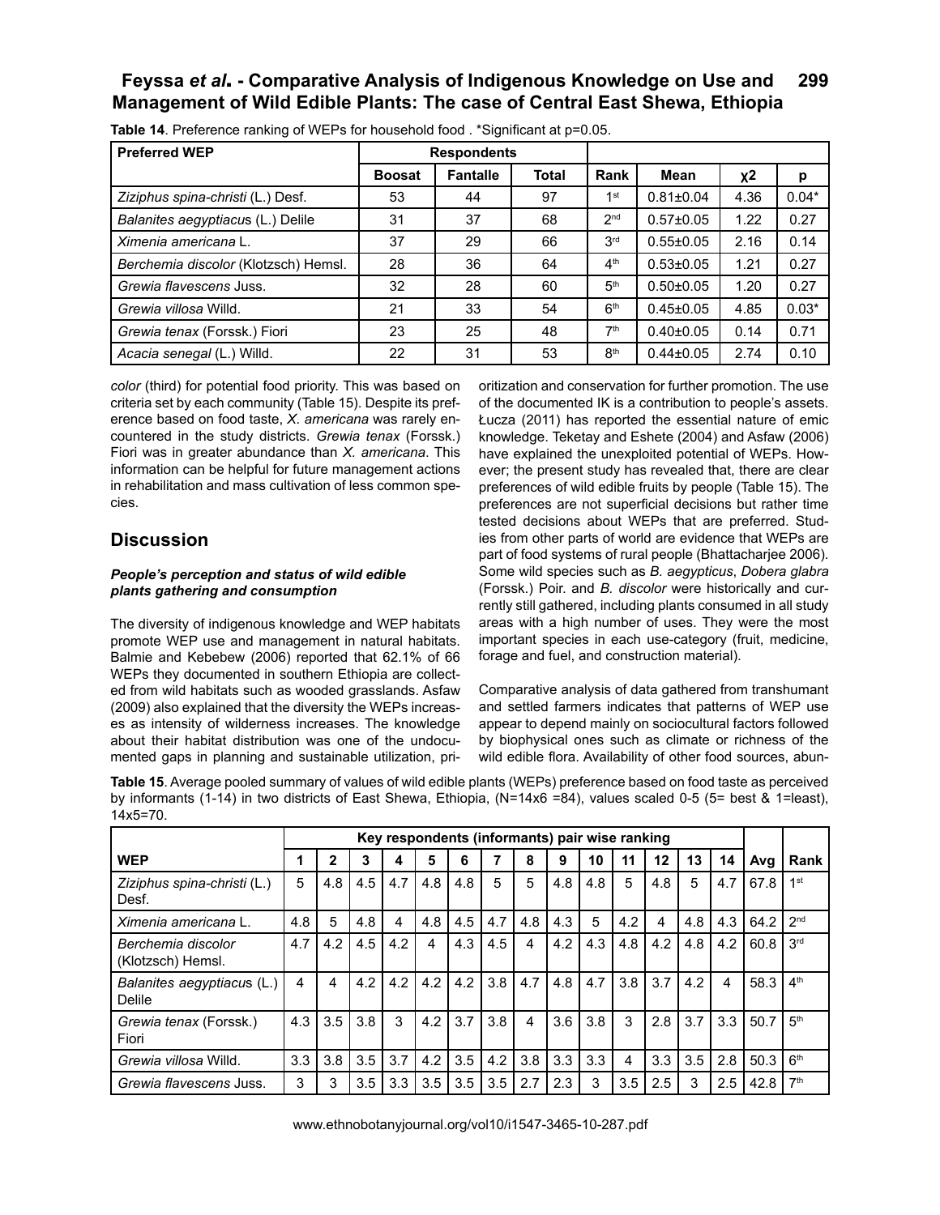**Table 14**. Preference ranking of WEPs for household food . *Significant at p=0.05.

| Preferred WEP | Respondents | | | | | | |
|---|---|---|---|---|---|---|---|
| | Boosat | Fantalle | Total | Rank | Mean | χ2 | p |
| *Ziziphus spina-christi* (L.) Desf. | 53 | 44 | 97 | 1st | 0.81±0.04 | 4.36 | 0.04* |
| *Balanites aegyptiacus* (L.) Delile | 31 | 37 | 68 | 2nd | 0.57±0.05 | 1.22 | 0.27 |
| *Ximenia americana* L. | 37 | 29 | 66 | 3rd | 0.55±0.05 | 2.16 | 0.14 |
| *Berchemia discolor* (Klotzsch) Hemsl. | 28 | 36 | 64 | 4th | 0.53±0.05 | 1.21 | 0.27 |
| *Grewia flavescens* Juss. | 32 | 28 | 60 | 5th | 0.50±0.05 | 1.20 | 0.27 |
| *Grewia villosa* Willd. | 21 | 33 | 54 | 6th | 0.45±0.05 | 4.85 | 0.03* |
| *Grewia tenax* (Forssk.) Fiori | 23 | 25 | 48 | 7th | 0.40±0.05 | 0.14 | 0.71 |
| *Acacia senegal* (L.) Willd. | 22 | 31 | 53 | 8th | 0.44±0.05 | 2.74 | 0.10 |

*color* (third) for potential food priority. This was based on criteria set by each community (Table 15). Despite its preference based on food taste, *X. americana* was rarely encountered in the study districts. *Grewia tenax* (Forssk.) Fiori was in greater abundance than *X. americana*. This information can be helpful for future management actions in rehabilitation and mass cultivation of less common species.

## Discussion

### *People's perception and status of wild edible plants gathering and consumption*

The diversity of indigenous knowledge and WEP habitats promote WEP use and management in natural habitats. Balmie and Kebebew (2006) reported that 62.1% of 66 WEPs they documented in southern Ethiopia are collected from wild habitats such as wooded grasslands. Asfaw (2009) also explained that the diversity the WEPs increases as intensity of wilderness increases. The knowledge about their habitat distribution was one of the undocumented gaps in planning and sustainable utilization, prioritization and conservation for further promotion. The use of the documented IK is a contribution to people's assets. Łucza (2011) has reported the essential nature of emic knowledge. Teketay and Eshete (2004) and Asfaw (2006) have explained the unexploited potential of WEPs. However; the present study has revealed that, there are clear preferences of wild edible fruits by people (Table 15). The preferences are not superficial decisions but rather time tested decisions about WEPs that are preferred. Studies from other parts of world are evidence that WEPs are part of food systems of rural people (Bhattacharjee 2006). Some wild species such as *B. aegypticus*, *Dobera glabra* (Forssk.) Poir. and *B. discolor* were historically and currently still gathered, including plants consumed in all study areas with a high number of uses. They were the most important species in each use-category (fruit, medicine, forage and fuel, and construction material).

Comparative analysis of data gathered from transhumant and settled farmers indicates that patterns of WEP use appear to depend mainly on sociocultural factors followed by biophysical ones such as climate or richness of the wild edible flora. Availability of other food sources, abun-

**Table 15**. Average pooled summary of values of wild edible plants (WEPs) preference based on food taste as perceived by informants (1-14) in two districts of East Shewa, Ethiopia, (N=14x6 =84), values scaled 0-5 (5= best & 1=least), 14x5=70.

| | Key respondents (informants) pair wise ranking | | | | | | | | | | | | | | | |
|---|---|---|---|---|---|---|---|---|---|---|---|---|---|---|---|---|
| WEP | 1 | 2 | 3 | 4 | 5 | 6 | 7 | 8 | 9 | 10 | 11 | 12 | 13 | 14 | Avg | Rank |
| *Ziziphus spina-christi* (L.) Desf. | 5 | 4.8 | 4.5 | 4.7 | 4.8 | 4.8 | 5 | 5 | 4.8 | 4.8 | 5 | 4.8 | 5 | 4.7 | 67.8 | 1st |
| *Ximenia americana* L. | 4.8 | 5 | 4.8 | 4 | 4.8 | 4.5 | 4.7 | 4.8 | 4.3 | 5 | 4.2 | 4 | 4.8 | 4.3 | 64.2 | 2nd |
| *Berchemia discolor* (Klotzsch) Hemsl. | 4.7 | 4.2 | 4.5 | 4.2 | 4 | 4.3 | 4.5 | 4 | 4.2 | 4.3 | 4.8 | 4.2 | 4.8 | 4.2 | 60.8 | 3rd |
| *Balanites aegyptiacus* (L.) Delile | 4 | 4 | 4.2 | 4.2 | 4.2 | 4.2 | 3.8 | 4.7 | 4.8 | 4.7 | 3.8 | 3.7 | 4.2 | 4 | 58.3 | 4th |
| *Grewia tenax* (Forssk.) Fiori | 4.3 | 3.5 | 3.8 | 3 | 4.2 | 3.7 | 3.8 | 4 | 3.6 | 3.8 | 3 | 2.8 | 3.7 | 3.3 | 50.7 | 5th |
| *Grewia villosa* Willd. | 3.3 | 3.8 | 3.5 | 3.7 | 4.2 | 3.5 | 4.2 | 3.8 | 3.3 | 3.3 | 4 | 3.3 | 3.5 | 2.8 | 50.3 | 6th |
| *Grewia flavescens* Juss. | 3 | 3 | 3.5 | 3.3 | 3.5 | 3.5 | 3.5 | 2.7 | 2.3 | 3 | 3.5 | 2.5 | 3 | 2.5 | 42.8 | 7th |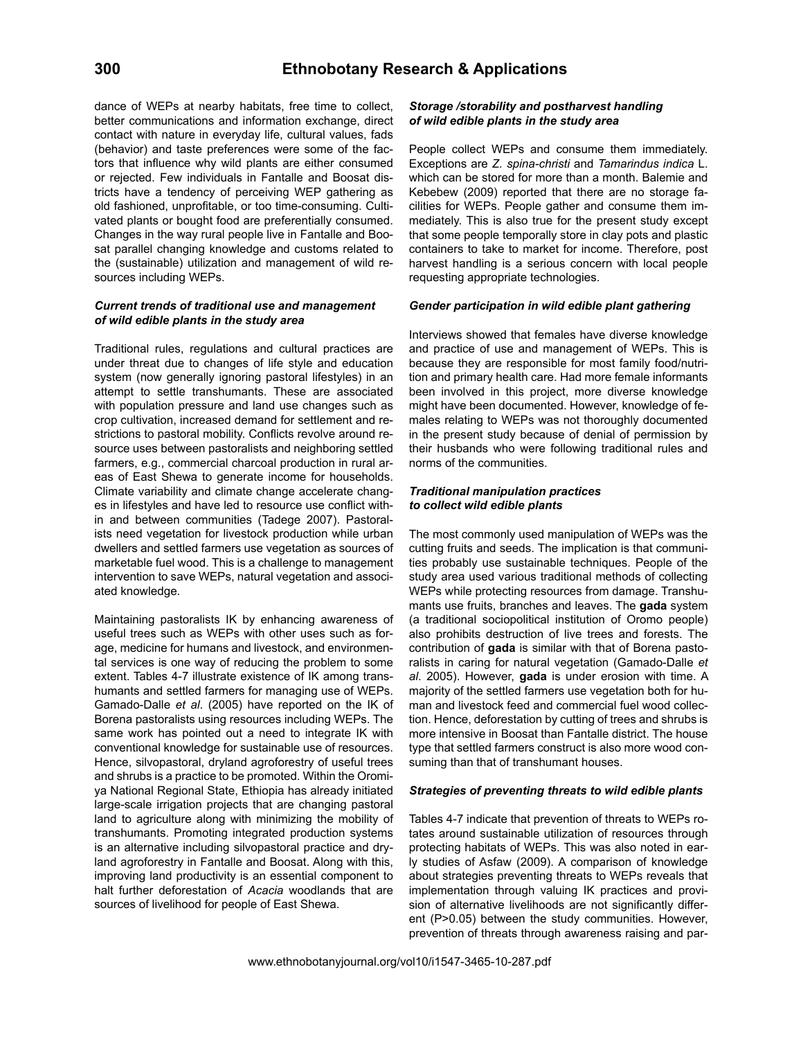dance of WEPs at nearby habitats, free time to collect, better communications and information exchange, direct contact with nature in everyday life, cultural values, fads (behavior) and taste preferences were some of the factors that influence why wild plants are either consumed or rejected. Few individuals in Fantalle and Boosat districts have a tendency of perceiving WEP gathering as old fashioned, unprofitable, or too time-consuming. Cultivated plants or bought food are preferentially consumed. Changes in the way rural people live in Fantalle and Boosat parallel changing knowledge and customs related to the (sustainable) utilization and management of wild resources including WEPs.

### *Current trends of traditional use and management of wild edible plants in the study area*

Traditional rules, regulations and cultural practices are under threat due to changes of life style and education system (now generally ignoring pastoral lifestyles) in an attempt to settle transhumants. These are associated with population pressure and land use changes such as crop cultivation, increased demand for settlement and restrictions to pastoral mobility. Conflicts revolve around resource uses between pastoralists and neighboring settled farmers, e.g., commercial charcoal production in rural areas of East Shewa to generate income for households. Climate variability and climate change accelerate changes in lifestyles and have led to resource use conflict within and between communities (Tadege 2007). Pastoralists need vegetation for livestock production while urban dwellers and settled farmers use vegetation as sources of marketable fuel wood. This is a challenge to management intervention to save WEPs, natural vegetation and associated knowledge.

Maintaining pastoralists IK by enhancing awareness of useful trees such as WEPs with other uses such as forage, medicine for humans and livestock, and environmental services is one way of reducing the problem to some extent. Tables 4-7 illustrate existence of IK among transhumants and settled farmers for managing use of WEPs. Gamado-Dalle *et al*. (2005) have reported on the IK of Borena pastoralists using resources including WEPs. The same work has pointed out a need to integrate IK with conventional knowledge for sustainable use of resources. Hence, silvopastoral, dryland agroforestry of useful trees and shrubs is a practice to be promoted. Within the Oromiya National Regional State, Ethiopia has already initiated large-scale irrigation projects that are changing pastoral land to agriculture along with minimizing the mobility of transhumants. Promoting integrated production systems is an alternative including silvopastoral practice and dryland agroforestry in Fantalle and Boosat. Along with this, improving land productivity is an essential component to halt further deforestation of *Acacia* woodlands that are sources of livelihood for people of East Shewa.

### *Storage /storability and postharvest handling of wild edible plants in the study area*

People collect WEPs and consume them immediately. Exceptions are *Z. spina-christi* and *Tamarindus indica* L. which can be stored for more than a month. Balemie and Kebebew (2009) reported that there are no storage facilities for WEPs. People gather and consume them immediately. This is also true for the present study except that some people temporally store in clay pots and plastic containers to take to market for income. Therefore, post harvest handling is a serious concern with local people requesting appropriate technologies.

### *Gender participation in wild edible plant gathering*

Interviews showed that females have diverse knowledge and practice of use and management of WEPs. This is because they are responsible for most family food/nutrition and primary health care. Had more female informants been involved in this project, more diverse knowledge might have been documented. However, knowledge of females relating to WEPs was not thoroughly documented in the present study because of denial of permission by their husbands who were following traditional rules and norms of the communities.

### *Traditional manipulation practices to collect wild edible plants*

The most commonly used manipulation of WEPs was the cutting fruits and seeds. The implication is that communities probably use sustainable techniques. People of the study area used various traditional methods of collecting WEPs while protecting resources from damage. Transhumants use fruits, branches and leaves. The **gada** system (a traditional sociopolitical institution of Oromo people) also prohibits destruction of live trees and forests. The contribution of **gada** is similar with that of Borena pastoralists in caring for natural vegetation (Gamado-Dalle *et al*. 2005). However, **gada** is under erosion with time. A majority of the settled farmers use vegetation both for human and livestock feed and commercial fuel wood collection. Hence, deforestation by cutting of trees and shrubs is more intensive in Boosat than Fantalle district. The house type that settled farmers construct is also more wood consuming than that of transhumant houses.

### *Strategies of preventing threats to wild edible plants*

Tables 4-7 indicate that prevention of threats to WEPs rotates around sustainable utilization of resources through protecting habitats of WEPs. This was also noted in early studies of Asfaw (2009). A comparison of knowledge about strategies preventing threats to WEPs reveals that implementation through valuing IK practices and provision of alternative livelihoods are not significantly different ($P>0.05$) between the study communities. However, prevention of threats through awareness raising and par-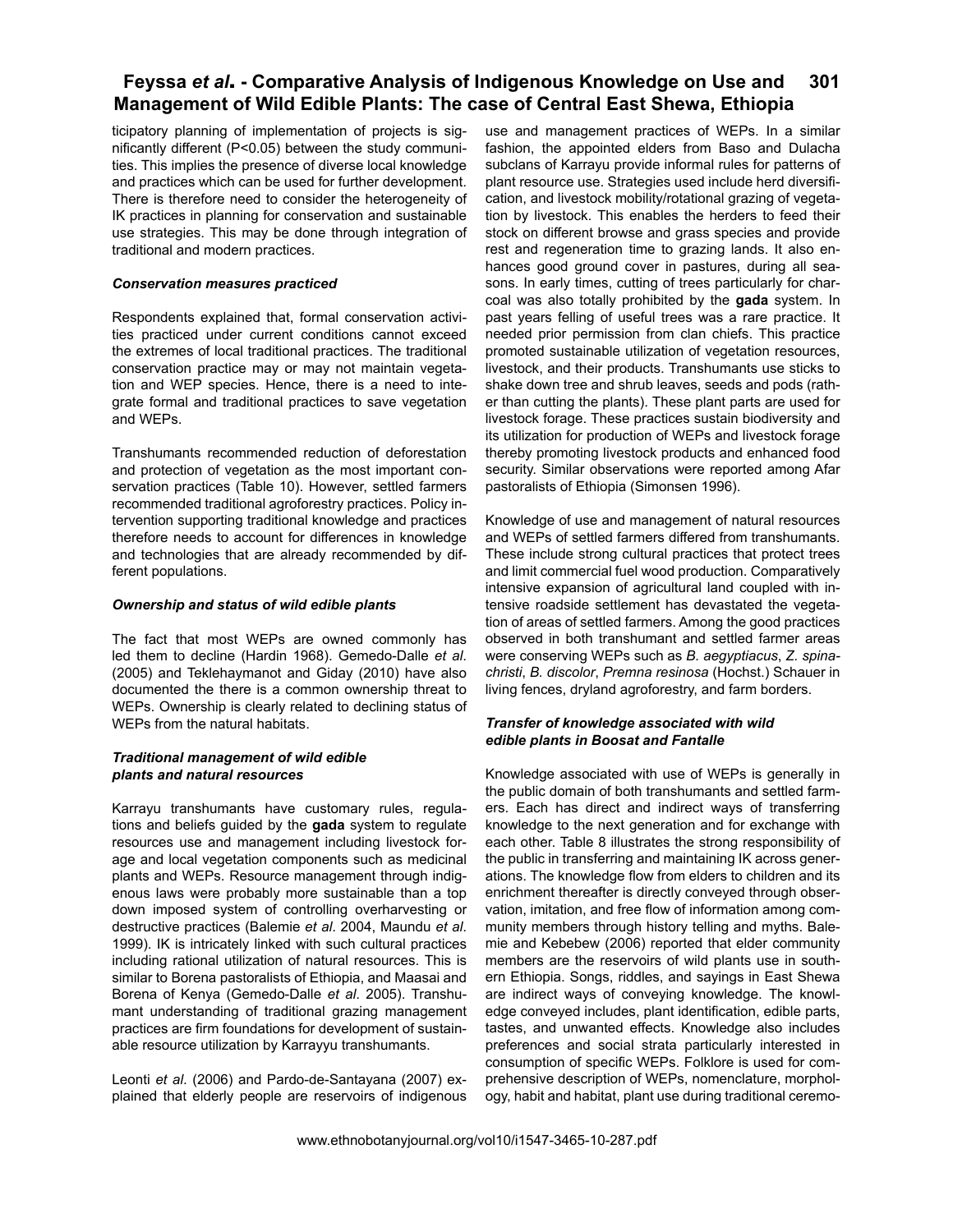ticipatory planning of implementation of projects is significantly different (P<0.05) between the study communities. This implies the presence of diverse local knowledge and practices which can be used for further development. There is therefore need to consider the heterogeneity of IK practices in planning for conservation and sustainable use strategies. This may be done through integration of traditional and modern practices.

#### *Conservation measures practiced*

Respondents explained that, formal conservation activities practiced under current conditions cannot exceed the extremes of local traditional practices. The traditional conservation practice may or may not maintain vegetation and WEP species. Hence, there is a need to integrate formal and traditional practices to save vegetation and WEPs.

Transhumants recommended reduction of deforestation and protection of vegetation as the most important conservation practices (Table 10). However, settled farmers recommended traditional agroforestry practices. Policy intervention supporting traditional knowledge and practices therefore needs to account for differences in knowledge and technologies that are already recommended by different populations.

#### *Ownership and status of wild edible plants*

The fact that most WEPs are owned commonly has led them to decline (Hardin 1968). Gemedo-Dalle *et al*. (2005) and Teklehaymanot and Giday (2010) have also documented the there is a common ownership threat to WEPs. Ownership is clearly related to declining status of WEPs from the natural habitats.

#### *Traditional management of wild edible plants and natural resources*

Karrayu transhumants have customary rules, regulations and beliefs guided by the **gada** system to regulate resources use and management including livestock forage and local vegetation components such as medicinal plants and WEPs. Resource management through indigenous laws were probably more sustainable than a top down imposed system of controlling overharvesting or destructive practices (Balemie *et al*. 2004, Maundu *et al*. 1999). IK is intricately linked with such cultural practices including rational utilization of natural resources. This is similar to Borena pastoralists of Ethiopia, and Maasai and Borena of Kenya (Gemedo-Dalle *et al*. 2005). Transhumant understanding of traditional grazing management practices are firm foundations for development of sustainable resource utilization by Karrayyu transhumants.

Leonti *et al*. (2006) and Pardo-de-Santayana (2007) explained that elderly people are reservoirs of indigenous use and management practices of WEPs. In a similar fashion, the appointed elders from Baso and Dulacha subclans of Karrayu provide informal rules for patterns of plant resource use. Strategies used include herd diversification, and livestock mobility/rotational grazing of vegetation by livestock. This enables the herders to feed their stock on different browse and grass species and provide rest and regeneration time to grazing lands. It also enhances good ground cover in pastures, during all seasons. In early times, cutting of trees particularly for charcoal was also totally prohibited by the **gada** system. In past years felling of useful trees was a rare practice. It needed prior permission from clan chiefs. This practice promoted sustainable utilization of vegetation resources, livestock, and their products. Transhumants use sticks to shake down tree and shrub leaves, seeds and pods (rather than cutting the plants). These plant parts are used for livestock forage. These practices sustain biodiversity and its utilization for production of WEPs and livestock forage thereby promoting livestock products and enhanced food security. Similar observations were reported among Afar pastoralists of Ethiopia (Simonsen 1996).

Knowledge of use and management of natural resources and WEPs of settled farmers differed from transhumants. These include strong cultural practices that protect trees and limit commercial fuel wood production. Comparatively intensive expansion of agricultural land coupled with intensive roadside settlement has devastated the vegetation of areas of settled farmers. Among the good practices observed in both transhumant and settled farmer areas were conserving WEPs such as *B. aegyptiacus*, *Z. spina-christi*, *B. discolor*, *Premna resinosa* (Hochst.) Schauer in living fences, dryland agroforestry, and farm borders.

#### *Transfer of knowledge associated with wild edible plants in Boosat and Fantalle*

Knowledge associated with use of WEPs is generally in the public domain of both transhumants and settled farmers. Each has direct and indirect ways of transferring knowledge to the next generation and for exchange with each other. Table 8 illustrates the strong responsibility of the public in transferring and maintaining IK across generations. The knowledge flow from elders to children and its enrichment thereafter is directly conveyed through observation, imitation, and free flow of information among community members through history telling and myths. Balemie and Kebebew (2006) reported that elder community members are the reservoirs of wild plants use in southern Ethiopia. Songs, riddles, and sayings in East Shewa are indirect ways of conveying knowledge. The knowledge conveyed includes, plant identification, edible parts, tastes, and unwanted effects. Knowledge also includes preferences and social strata particularly interested in consumption of specific WEPs. Folklore is used for comprehensive description of WEPs, nomenclature, morphology, habit and habitat, plant use during traditional ceremo-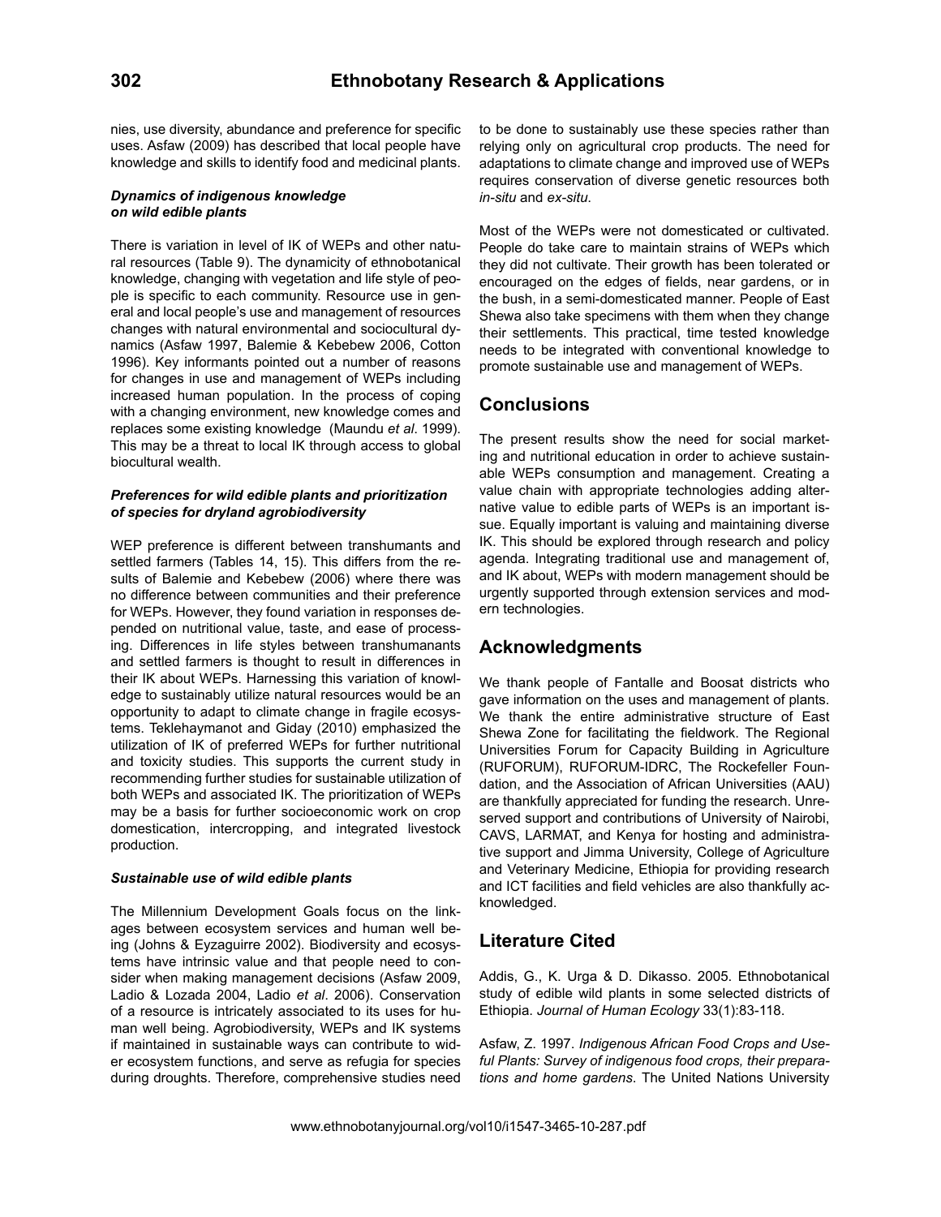nies, use diversity, abundance and preference for specific uses. Asfaw (2009) has described that local people have knowledge and skills to identify food and medicinal plants.

#### *Dynamics of indigenous knowledge on wild edible plants*

There is variation in level of IK of WEPs and other natural resources (Table 9). The dynamicity of ethnobotanical knowledge, changing with vegetation and life style of people is specific to each community. Resource use in general and local people's use and management of resources changes with natural environmental and sociocultural dynamics (Asfaw 1997, Balemie & Kebebew 2006, Cotton 1996). Key informants pointed out a number of reasons for changes in use and management of WEPs including increased human population. In the process of coping with a changing environment, new knowledge comes and replaces some existing knowledge (Maundu *et al*. 1999). This may be a threat to local IK through access to global biocultural wealth.

#### *Preferences for wild edible plants and prioritization of species for dryland agrobiodiversity*

WEP preference is different between transhumants and settled farmers (Tables 14, 15). This differs from the results of Balemie and Kebebew (2006) where there was no difference between communities and their preference for WEPs. However, they found variation in responses depended on nutritional value, taste, and ease of processing. Differences in life styles between transhumanants and settled farmers is thought to result in differences in their IK about WEPs. Harnessing this variation of knowledge to sustainably utilize natural resources would be an opportunity to adapt to climate change in fragile ecosystems. Teklehaymanot and Giday (2010) emphasized the utilization of IK of preferred WEPs for further nutritional and toxicity studies. This supports the current study in recommending further studies for sustainable utilization of both WEPs and associated IK. The prioritization of WEPs may be a basis for further socioeconomic work on crop domestication, intercropping, and integrated livestock production.

#### *Sustainable use of wild edible plants*

The Millennium Development Goals focus on the linkages between ecosystem services and human well being (Johns & Eyzaguirre 2002). Biodiversity and ecosystems have intrinsic value and that people need to consider when making management decisions (Asfaw 2009, Ladio & Lozada 2004, Ladio *et al*. 2006). Conservation of a resource is intricately associated to its uses for human well being. Agrobiodiversity, WEPs and IK systems if maintained in sustainable ways can contribute to wider ecosystem functions, and serve as refugia for species during droughts. Therefore, comprehensive studies need to be done to sustainably use these species rather than relying only on agricultural crop products. The need for adaptations to climate change and improved use of WEPs requires conservation of diverse genetic resources both *in-situ* and *ex-situ*.

Most of the WEPs were not domesticated or cultivated. People do take care to maintain strains of WEPs which they did not cultivate. Their growth has been tolerated or encouraged on the edges of fields, near gardens, or in the bush, in a semi-domesticated manner. People of East Shewa also take specimens with them when they change their settlements. This practical, time tested knowledge needs to be integrated with conventional knowledge to promote sustainable use and management of WEPs.

## Conclusions

The present results show the need for social marketing and nutritional education in order to achieve sustainable WEPs consumption and management. Creating a value chain with appropriate technologies adding alternative value to edible parts of WEPs is an important issue. Equally important is valuing and maintaining diverse IK. This should be explored through research and policy agenda. Integrating traditional use and management of, and IK about, WEPs with modern management should be urgently supported through extension services and modern technologies.

## Acknowledgments

We thank people of Fantalle and Boosat districts who gave information on the uses and management of plants. We thank the entire administrative structure of East Shewa Zone for facilitating the fieldwork. The Regional Universities Forum for Capacity Building in Agriculture (RUFORUM), RUFORUM-IDRC, The Rockefeller Foundation, and the Association of African Universities (AAU) are thankfully appreciated for funding the research. Unreserved support and contributions of University of Nairobi, CAVS, LARMAT, and Kenya for hosting and administrative support and Jimma University, College of Agriculture and Veterinary Medicine, Ethiopia for providing research and ICT facilities and field vehicles are also thankfully acknowledged.

## Literature Cited

Addis, G., K. Urga & D. Dikasso. 2005. Ethnobotanical study of edible wild plants in some selected districts of Ethiopia. *Journal of Human Ecology* 33(1):83-118.

Asfaw, Z. 1997. *Indigenous African Food Crops and Useful Plants: Survey of indigenous food crops, their preparations and home gardens*. The United Nations University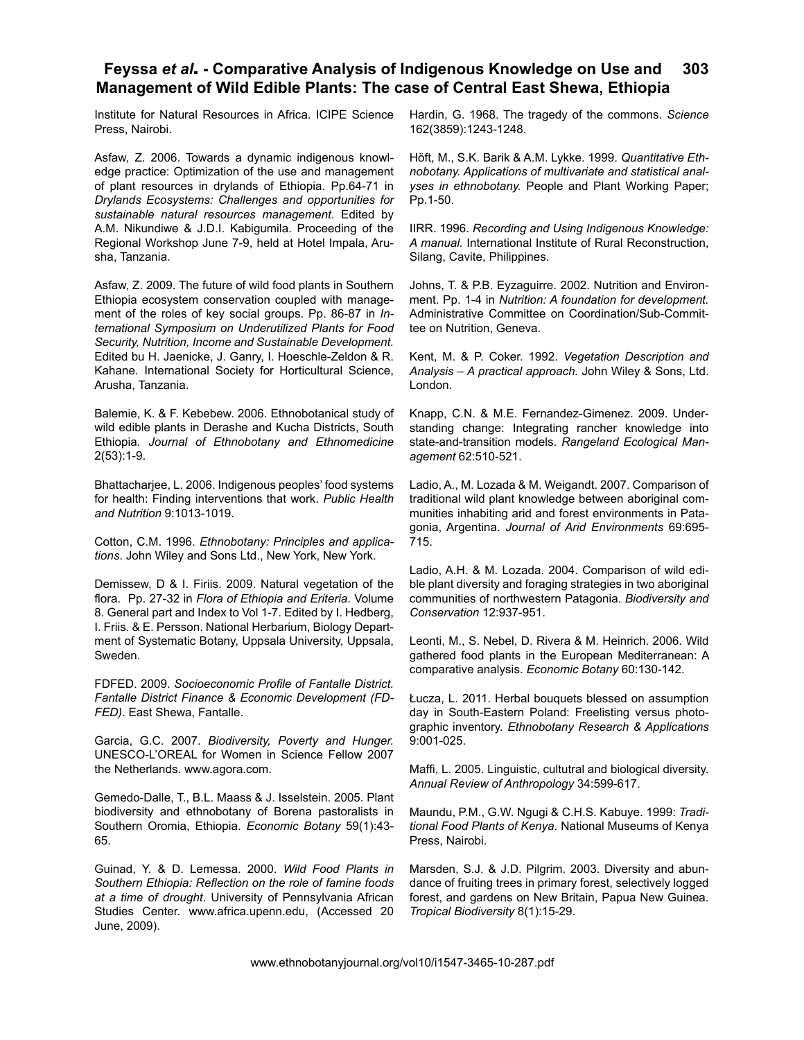Institute for Natural Resources in Africa. ICIPE Science Press, Nairobi.

Asfaw, Z. 2006. Towards a dynamic indigenous knowledge practice: Optimization of the use and management of plant resources in drylands of Ethiopia. Pp.64-71 in *Drylands Ecosystems: Challenges and opportunities for sustainable natural resources management*. Edited by A.M. Nikundiwe & J.D.I. Kabigumila. Proceeding of the Regional Workshop June 7-9, held at Hotel Impala, Arusha, Tanzania.

Asfaw, Z. 2009. The future of wild food plants in Southern Ethiopia ecosystem conservation coupled with management of the roles of key social groups. Pp. 86-87 in *International Symposium on Underutilized Plants for Food Security, Nutrition, Income and Sustainable Development.* Edited bu H. Jaenicke, J. Ganry, I. Hoeschle-Zeldon & R. Kahane. International Society for Horticultural Science, Arusha, Tanzania.

Balemie, K. & F. Kebebew. 2006. Ethnobotanical study of wild edible plants in Derashe and Kucha Districts, South Ethiopia. *Journal of Ethnobotany and Ethnomedicine* 2(53):1-9.

Bhattacharjee, L. 2006. Indigenous peoples' food systems for health: Finding interventions that work. *Public Health and Nutrition* 9:1013-1019.

Cotton, C.M. 1996. *Ethnobotany: Principles and applications*. John Wiley and Sons Ltd., New York, New York.

Demissew, D & I. Firiis. 2009. Natural vegetation of the flora. Pp. 27-32 in *Flora of Ethiopia and Eriteria*. Volume 8. General part and Index to Vol 1-7. Edited by I. Hedberg, I. Friis. & E. Persson. National Herbarium, Biology Department of Systematic Botany, Uppsala University, Uppsala, Sweden.

FDFED. 2009. *Socioeconomic Profile of Fantalle District. Fantalle District Finance & Economic Development (FDFED)*. East Shewa, Fantalle.

Garcia, G.C. 2007. *Biodiversity, Poverty and Hunger.* UNESCO-L'OREAL for Women in Science Fellow 2007 the Netherlands. www.agora.com.

Gemedo-Dalle, T., B.L. Maass & J. Isselstein. 2005. Plant biodiversity and ethnobotany of Borena pastoralists in Southern Oromia, Ethiopia. *Economic Botany* 59(1):43-65.

Guinad, Y. & D. Lemessa. 2000. *Wild Food Plants in Southern Ethiopia: Reflection on the role of famine foods at a time of drought*. University of Pennsylvania African Studies Center. www.africa.upenn.edu, (Accessed 20 June, 2009).

Hardin, G. 1968. The tragedy of the commons. *Science* 162(3859):1243-1248.

Höft, M., S.K. Barik & A.M. Lykke. 1999. *Quantitative Ethnobotany. Applications of multivariate and statistical analyses in ethnobotany.* People and Plant Working Paper; Pp.1-50.

IIRR. 1996. *Recording and Using Indigenous Knowledge: A manual.* International Institute of Rural Reconstruction, Silang, Cavite, Philippines.

Johns, T. & P.B. Eyzaguirre. 2002. Nutrition and Environment. Pp. 1-4 in *Nutrition: A foundation for development.* Administrative Committee on Coordination/Sub-Committee on Nutrition, Geneva.

Kent, M. & P. Coker. 1992. *Vegetation Description and Analysis – A practical approach.* John Wiley & Sons, Ltd. London.

Knapp, C.N. & M.E. Fernandez-Gimenez. 2009. Understanding change: Integrating rancher knowledge into state-and-transition models. *Rangeland Ecological Management* 62:510-521.

Ladio, A., M. Lozada & M. Weigandt. 2007. Comparison of traditional wild plant knowledge between aboriginal communities inhabiting arid and forest environments in Patagonia, Argentina. *Journal of Arid Environments* 69:695-715.

Ladio, A.H. & M. Lozada. 2004. Comparison of wild edible plant diversity and foraging strategies in two aboriginal communities of northwestern Patagonia. *Biodiversity and Conservation* 12:937-951.

Leonti, M., S. Nebel, D. Rivera & M. Heinrich. 2006. Wild gathered food plants in the European Mediterranean: A comparative analysis. *Economic Botany* 60:130-142.

Łucza, L. 2011. Herbal bouquets blessed on assumption day in South-Eastern Poland: Freelisting versus photographic inventory. *Ethnobotany Research & Applications* 9:001-025.

Maffi, L. 2005. Linguistic, cultutral and biological diversity. *Annual Review of Anthropology* 34:599-617.

Maundu, P.M., G.W. Ngugi & C.H.S. Kabuye. 1999: *Traditional Food Plants of Kenya*. National Museums of Kenya Press, Nairobi.

Marsden, S.J. & J.D. Pilgrim. 2003. Diversity and abundance of fruiting trees in primary forest, selectively logged forest, and gardens on New Britain, Papua New Guinea. *Tropical Biodiversity* 8(1):15-29.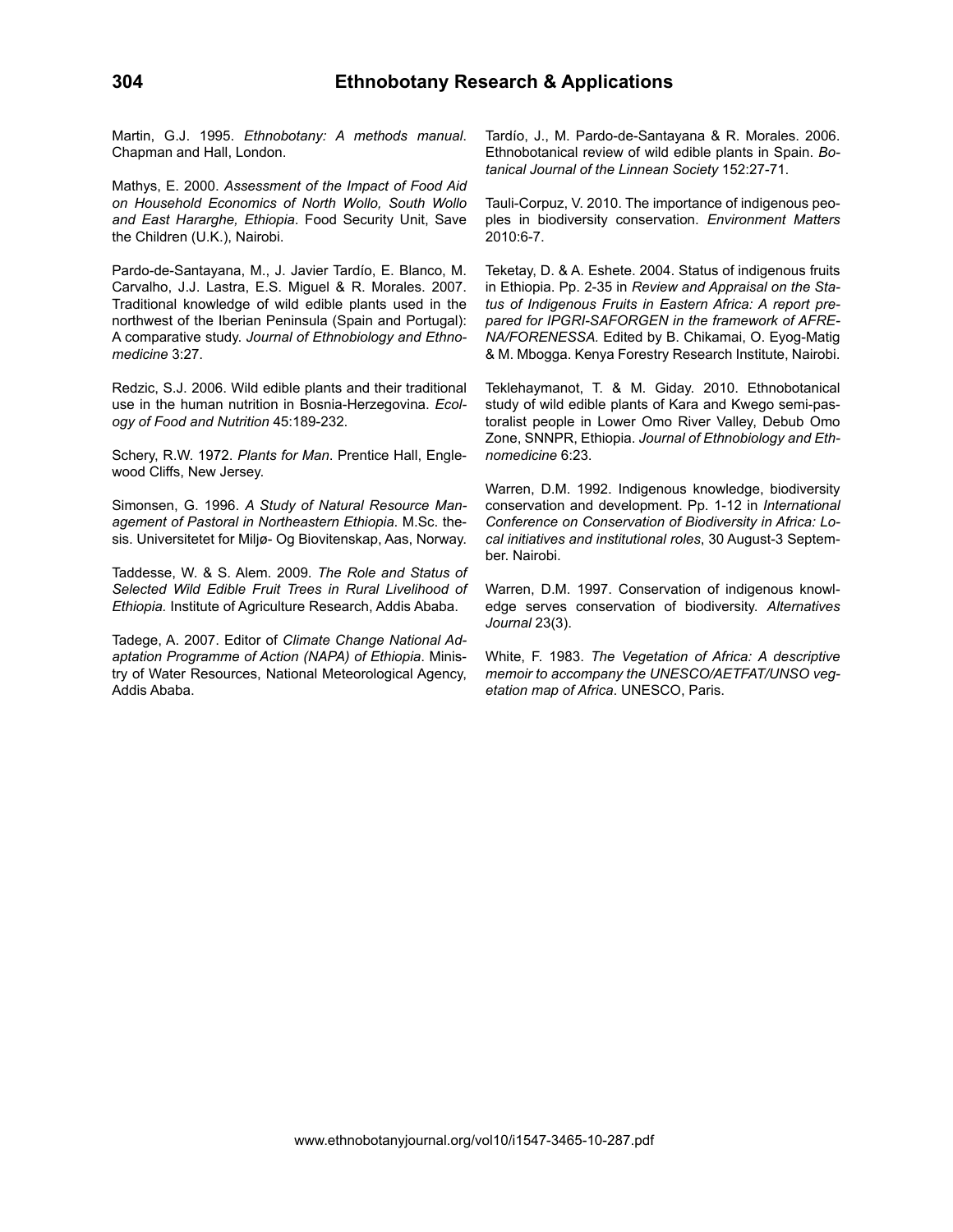Martin, G.J. 1995. *Ethnobotany: A methods manual*. Chapman and Hall, London.

Mathys, E. 2000. *Assessment of the Impact of Food Aid on Household Economics of North Wollo, South Wollo and East Hararghe, Ethiopia*. Food Security Unit, Save the Children (U.K.), Nairobi.

Pardo-de-Santayana, M., J. Javier Tardío, E. Blanco, M. Carvalho, J.J. Lastra, E.S. Miguel & R. Morales. 2007. Traditional knowledge of wild edible plants used in the northwest of the Iberian Peninsula (Spain and Portugal): A comparative study. *Journal of Ethnobiology and Ethnomedicine* 3:27.

Redzic, S.J. 2006. Wild edible plants and their traditional use in the human nutrition in Bosnia-Herzegovina. *Ecology of Food and Nutrition* 45:189-232.

Schery, R.W. 1972. *Plants for Man*. Prentice Hall, Englewood Cliffs, New Jersey.

Simonsen, G. 1996. *A Study of Natural Resource Management of Pastoral in Northeastern Ethiopia*. M.Sc. thesis. Universitetet for Miljø- Og Biovitenskap, Aas, Norway.

Taddesse, W. & S. Alem. 2009. *The Role and Status of Selected Wild Edible Fruit Trees in Rural Livelihood of Ethiopia*. Institute of Agriculture Research, Addis Ababa.

Tadege, A. 2007. Editor of *Climate Change National Adaptation Programme of Action (NAPA) of Ethiopia*. Ministry of Water Resources, National Meteorological Agency, Addis Ababa.

Tardío, J., M. Pardo-de-Santayana & R. Morales. 2006. Ethnobotanical review of wild edible plants in Spain. *Botanical Journal of the Linnean Society* 152:27-71.

Tauli-Corpuz, V. 2010. The importance of indigenous peoples in biodiversity conservation. *Environment Matters* 2010:6-7.

Teketay, D. & A. Eshete. 2004. Status of indigenous fruits in Ethiopia. Pp. 2-35 in *Review and Appraisal on the Status of Indigenous Fruits in Eastern Africa: A report prepared for IPGRI-SAFORGEN in the framework of AFRENA/FORENESSA.* Edited by B. Chikamai, O. Eyog-Matig & M. Mbogga. Kenya Forestry Research Institute, Nairobi.

Teklehaymanot, T. & M. Giday. 2010. Ethnobotanical study of wild edible plants of Kara and Kwego semi-pastoralist people in Lower Omo River Valley, Debub Omo Zone, SNNPR, Ethiopia. *Journal of Ethnobiology and Ethnomedicine* 6:23.

Warren, D.M. 1992. Indigenous knowledge, biodiversity conservation and development. Pp. 1-12 in *International Conference on Conservation of Biodiversity in Africa: Local initiatives and institutional roles*, 30 August-3 September. Nairobi.

Warren, D.M. 1997. Conservation of indigenous knowledge serves conservation of biodiversity. *Alternatives Journal* 23(3).

White, F. 1983. *The Vegetation of Africa: A descriptive memoir to accompany the UNESCO/AETFAT/UNSO vegetation map of Africa*. UNESCO, Paris.